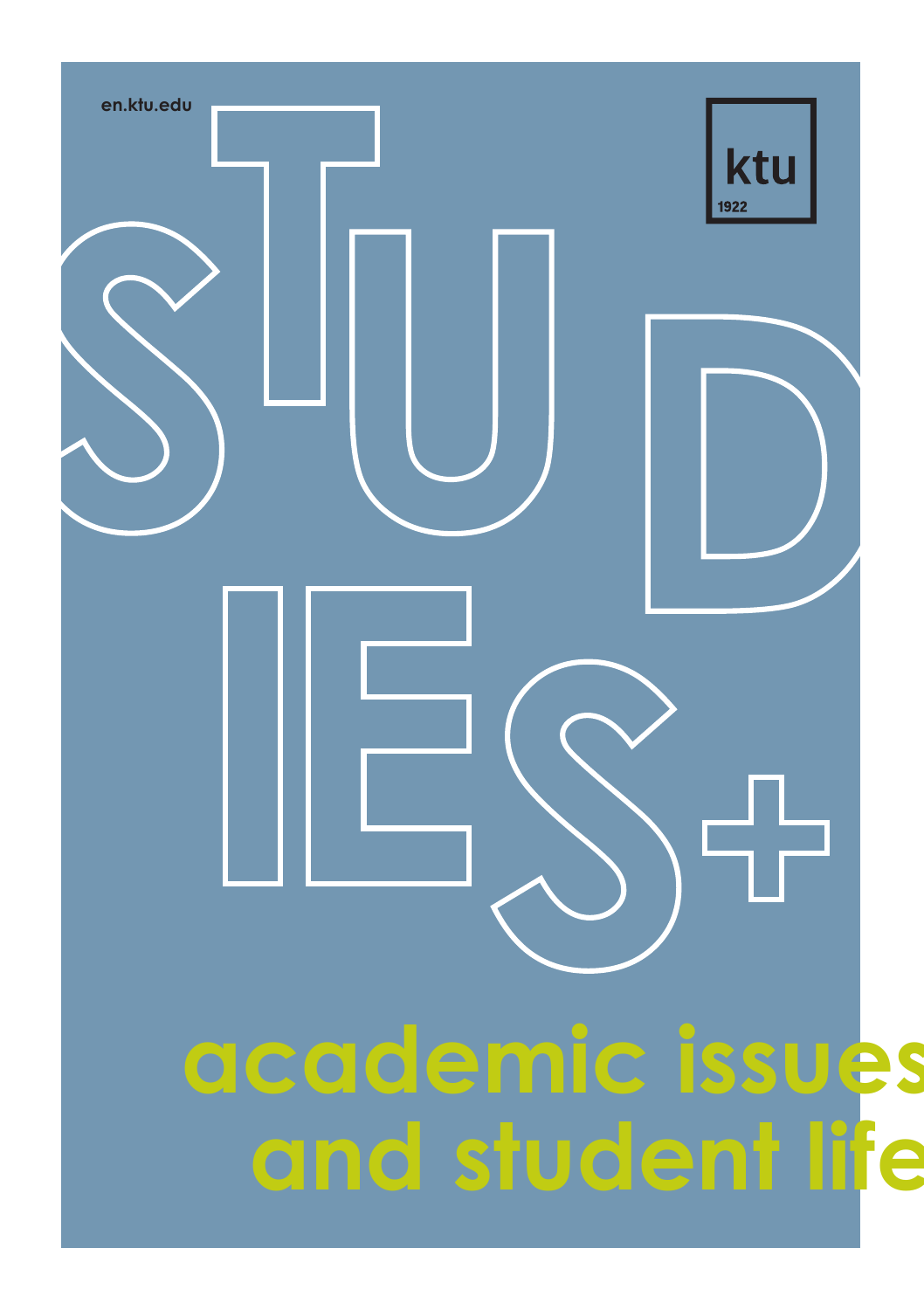en.ktu.edu

ktu
1922

# STUDIES+

## academic issues and student life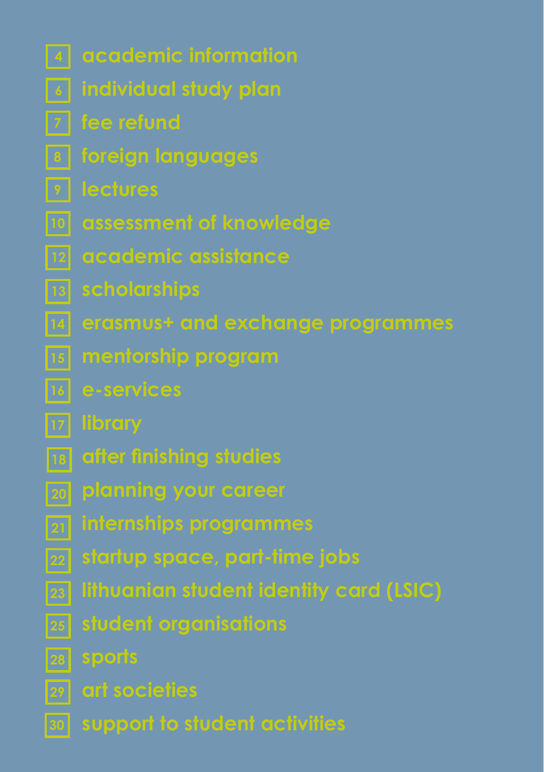- 4 academic information
- 6 individual study plan
- 7 fee refund
- 8 foreign languages
- 9 lectures
- 10 assessment of knowledge
- 12 academic assistance
- 13 scholarships
- 14 erasmus+ and exchange programmes
- 15 mentorship program
- 16 e-services
- 17 library
- 18 after finishing studies
- 20 planning your career
- 21 internships programmes
- 22 startup space, part-time jobs
- 23 lithuanian student identity card (LSIC)
- 25 student organisations
- 28 sports
- 29 art societies
- 30 support to student activities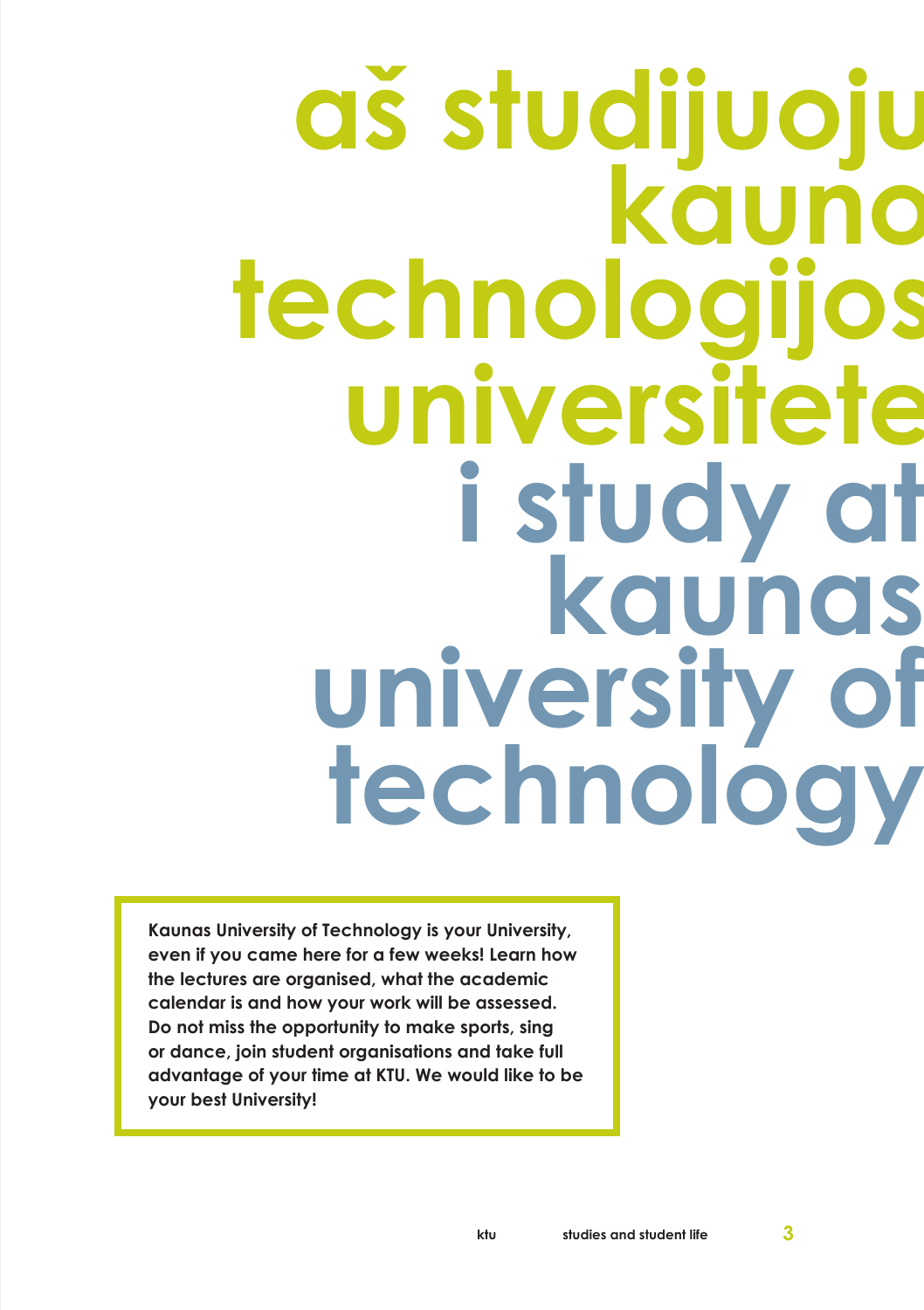# aš studijuoju kauno technologijos universitete

# i study at kaunas university of technology

**Kaunas University of Technology is your University, even if you came here for a few weeks! Learn how the lectures are organised, what the academic calendar is and how your work will be assessed. Do not miss the opportunity to make sports, sing or dance, join student organisations and take full advantage of your time at KTU. We would like to be your best University!**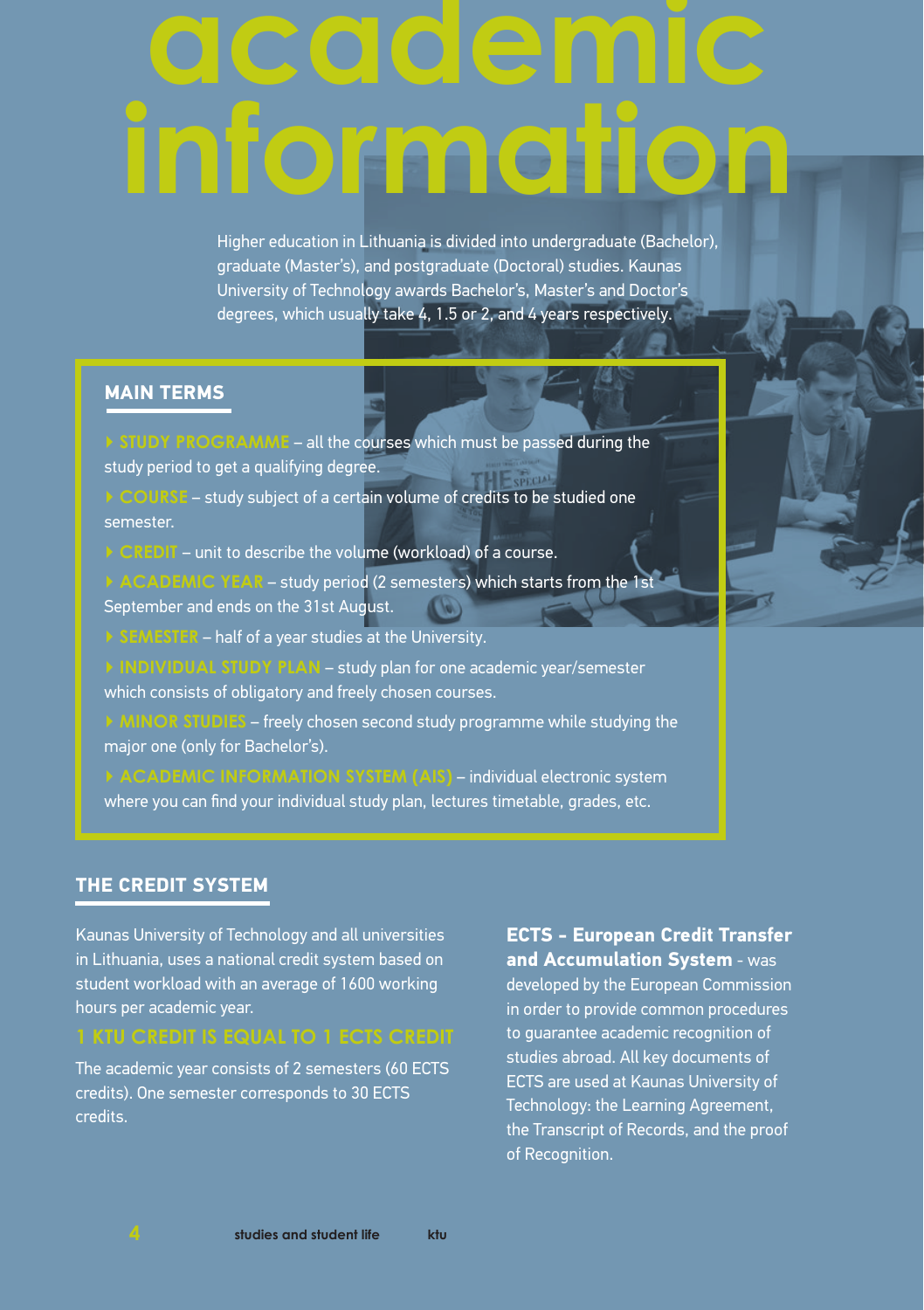# academic information

Higher education in Lithuania is divided into undergraduate (Bachelor), graduate (Master's), and postgraduate (Doctoral) studies. Kaunas University of Technology awards Bachelor's, Master's and Doctor's degrees, which usually take 4, 1.5 or 2, and 4 years respectively.

## MAIN TERMS

- **STUDY PROGRAMME** – all the courses which must be passed during the study period to get a qualifying degree.
- **COURSE** – study subject of a certain volume of credits to be studied one semester.
- **CREDIT** – unit to describe the volume (workload) of a course.
- **ACADEMIC YEAR** – study period (2 semesters) which starts from the 1st September and ends on the 31st August.
- **SEMESTER** – half of a year studies at the University.
- **INDIVIDUAL STUDY PLAN** – study plan for one academic year/semester which consists of obligatory and freely chosen courses.
- **MINOR STUDIES** – freely chosen second study programme while studying the major one (only for Bachelor's).
- **ACADEMIC INFORMATION SYSTEM (AIS)** – individual electronic system where you can find your individual study plan, lectures timetable, grades, etc.

## THE CREDIT SYSTEM

Kaunas University of Technology and all universities in Lithuania, uses a national credit system based on student workload with an average of 1600 working hours per academic year.

**1 KTU CREDIT IS EQUAL TO 1 ECTS CREDIT**

The academic year consists of 2 semesters (60 ECTS credits). One semester corresponds to 30 ECTS credits.

**ECTS - European Credit Transfer and Accumulation System** - was developed by the European Commission in order to provide common procedures to guarantee academic recognition of studies abroad. All key documents of ECTS are used at Kaunas University of Technology: the Learning Agreement, the Transcript of Records, and the proof of Recognition.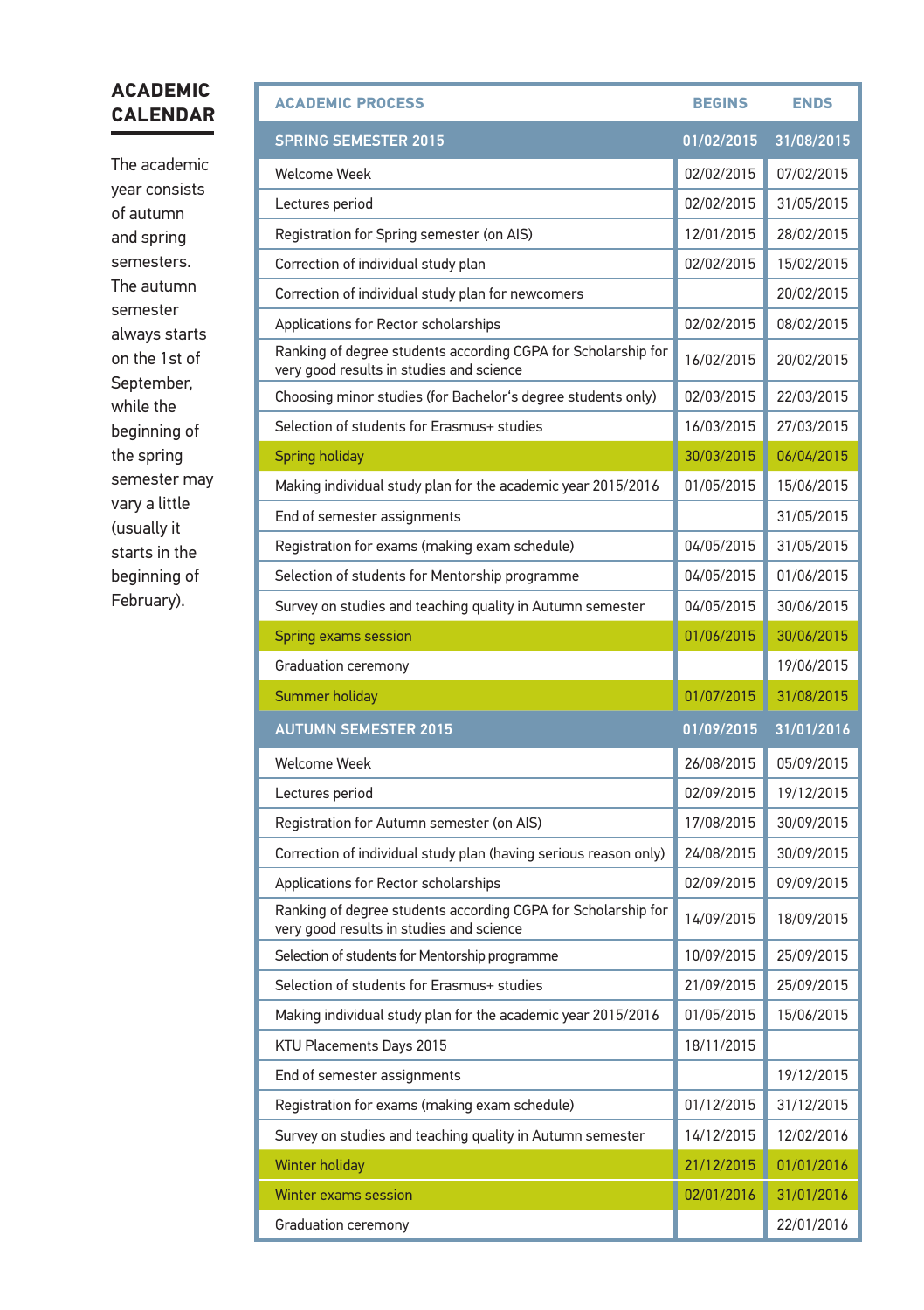# ACADEMIC CALENDAR

The academic year consists of autumn and spring semesters. The autumn semester always starts on the 1st of September, while the beginning of the spring semester may vary a little (usually it starts in the beginning of February).

| ACADEMIC PROCESS | BEGINS | ENDS |
|---|---|---|
| **SPRING SEMESTER 2015** | **01/02/2015** | **31/08/2015** |
| Welcome Week | 02/02/2015 | 07/02/2015 |
| Lectures period | 02/02/2015 | 31/05/2015 |
| Registration for Spring semester (on AIS) | 12/01/2015 | 28/02/2015 |
| Correction of individual study plan | 02/02/2015 | 15/02/2015 |
| Correction of individual study plan for newcomers | | 20/02/2015 |
| Applications for Rector scholarships | 02/02/2015 | 08/02/2015 |
| Ranking of degree students according CGPA for Scholarship for very good results in studies and science | 16/02/2015 | 20/02/2015 |
| Choosing minor studies (for Bachelor's degree students only) | 02/03/2015 | 22/03/2015 |
| Selection of students for Erasmus+ studies | 16/03/2015 | 27/03/2015 |
| Spring holiday | 30/03/2015 | 06/04/2015 |
| Making individual study plan for the academic year 2015/2016 | 01/05/2015 | 15/06/2015 |
| End of semester assignments | | 31/05/2015 |
| Registration for exams (making exam schedule) | 04/05/2015 | 31/05/2015 |
| Selection of students for Mentorship programme | 04/05/2015 | 01/06/2015 |
| Survey on studies and teaching quality in Autumn semester | 04/05/2015 | 30/06/2015 |
| Spring exams session | 01/06/2015 | 30/06/2015 |
| Graduation ceremony | | 19/06/2015 |
| Summer holiday | 01/07/2015 | 31/08/2015 |
| **AUTUMN SEMESTER 2015** | **01/09/2015** | **31/01/2016** |
| Welcome Week | 26/08/2015 | 05/09/2015 |
| Lectures period | 02/09/2015 | 19/12/2015 |
| Registration for Autumn semester (on AIS) | 17/08/2015 | 30/09/2015 |
| Correction of individual study plan (having serious reason only) | 24/08/2015 | 30/09/2015 |
| Applications for Rector scholarships | 02/09/2015 | 09/09/2015 |
| Ranking of degree students according CGPA for Scholarship for very good results in studies and science | 14/09/2015 | 18/09/2015 |
| Selection of students for Mentorship programme | 10/09/2015 | 25/09/2015 |
| Selection of students for Erasmus+ studies | 21/09/2015 | 25/09/2015 |
| Making individual study plan for the academic year 2015/2016 | 01/05/2015 | 15/06/2015 |
| KTU Placements Days 2015 | 18/11/2015 | |
| End of semester assignments | | 19/12/2015 |
| Registration for exams (making exam schedule) | 01/12/2015 | 31/12/2015 |
| Survey on studies and teaching quality in Autumn semester | 14/12/2015 | 12/02/2016 |
| Winter holiday | 21/12/2015 | 01/01/2016 |
| Winter exams session | 02/01/2016 | 31/01/2016 |
| Graduation ceremony | | 22/01/2016 |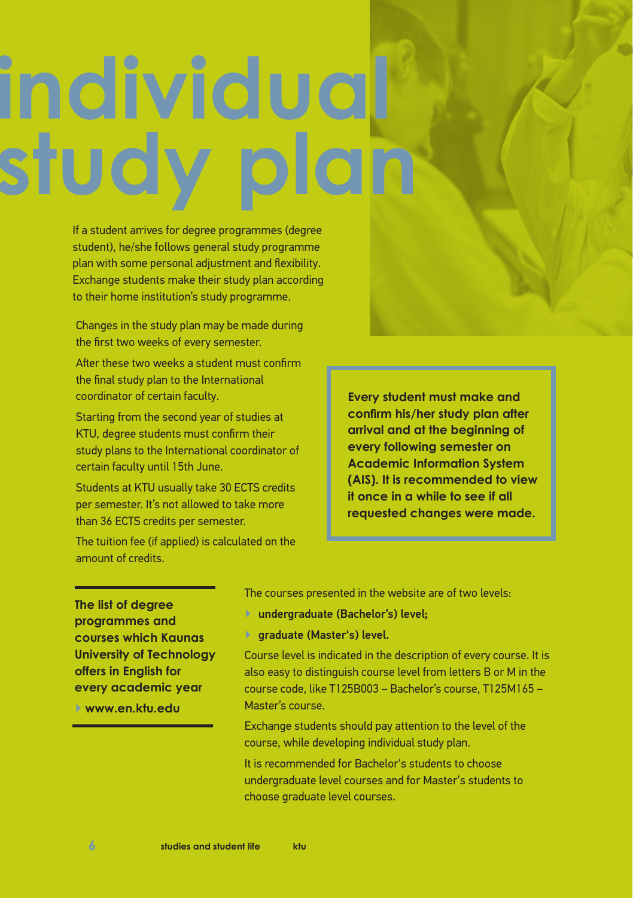# individual study plan

If a student arrives for degree programmes (degree student), he/she follows general study programme plan with some personal adjustment and flexibility. Exchange students make their study plan according to their home institution's study programme.

Changes in the study plan may be made during the first two weeks of every semester.

After these two weeks a student must confirm the final study plan to the International coordinator of certain faculty.

Starting from the second year of studies at KTU, degree students must confirm their study plans to the International coordinator of certain faculty until 15th June.

Students at KTU usually take 30 ECTS credits per semester. It's not allowed to take more than 36 ECTS credits per semester.

The tuition fee (if applied) is calculated on the amount of credits.

**Every student must make and confirm his/her study plan after arrival and at the beginning of every following semester on Academic Information System (AIS). It is recommended to view it once in a while to see if all requested changes were made.**

**The list of degree programmes and courses which Kaunas University of Technology offers in English for every academic year**

- **www.en.ktu.edu**

The courses presented in the website are of two levels:

- **undergraduate (Bachelor's) level;**
- **graduate (Master's) level.**

Course level is indicated in the description of every course. It is also easy to distinguish course level from letters B or M in the course code, like T125B003 – Bachelor's course, T125M165 – Master's course.

Exchange students should pay attention to the level of the course, while developing individual study plan.

It is recommended for Bachelor's students to choose undergraduate level courses and for Master's students to choose graduate level courses.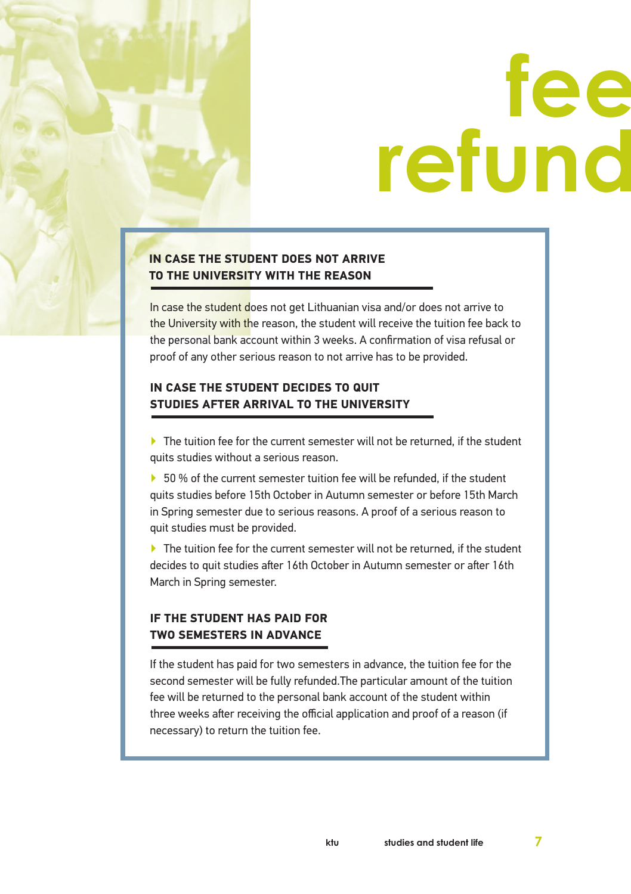# fee refund

## IN CASE THE STUDENT DOES NOT ARRIVE TO THE UNIVERSITY WITH THE REASON

In case the student does not get Lithuanian visa and/or does not arrive to the University with the reason, the student will receive the tuition fee back to the personal bank account within 3 weeks. A confirmation of visa refusal or proof of any other serious reason to not arrive has to be provided.

## IN CASE THE STUDENT DECIDES TO QUIT STUDIES AFTER ARRIVAL TO THE UNIVERSITY

- The tuition fee for the current semester will not be returned, if the student quits studies without a serious reason.
- 50 % of the current semester tuition fee will be refunded, if the student quits studies before 15th October in Autumn semester or before 15th March in Spring semester due to serious reasons. A proof of a serious reason to quit studies must be provided.
- The tuition fee for the current semester will not be returned, if the student decides to quit studies after 16th October in Autumn semester or after 16th March in Spring semester.

## IF THE STUDENT HAS PAID FOR TWO SEMESTERS IN ADVANCE

If the student has paid for two semesters in advance, the tuition fee for the second semester will be fully refunded.The particular amount of the tuition fee will be returned to the personal bank account of the student within three weeks after receiving the official application and proof of a reason (if necessary) to return the tuition fee.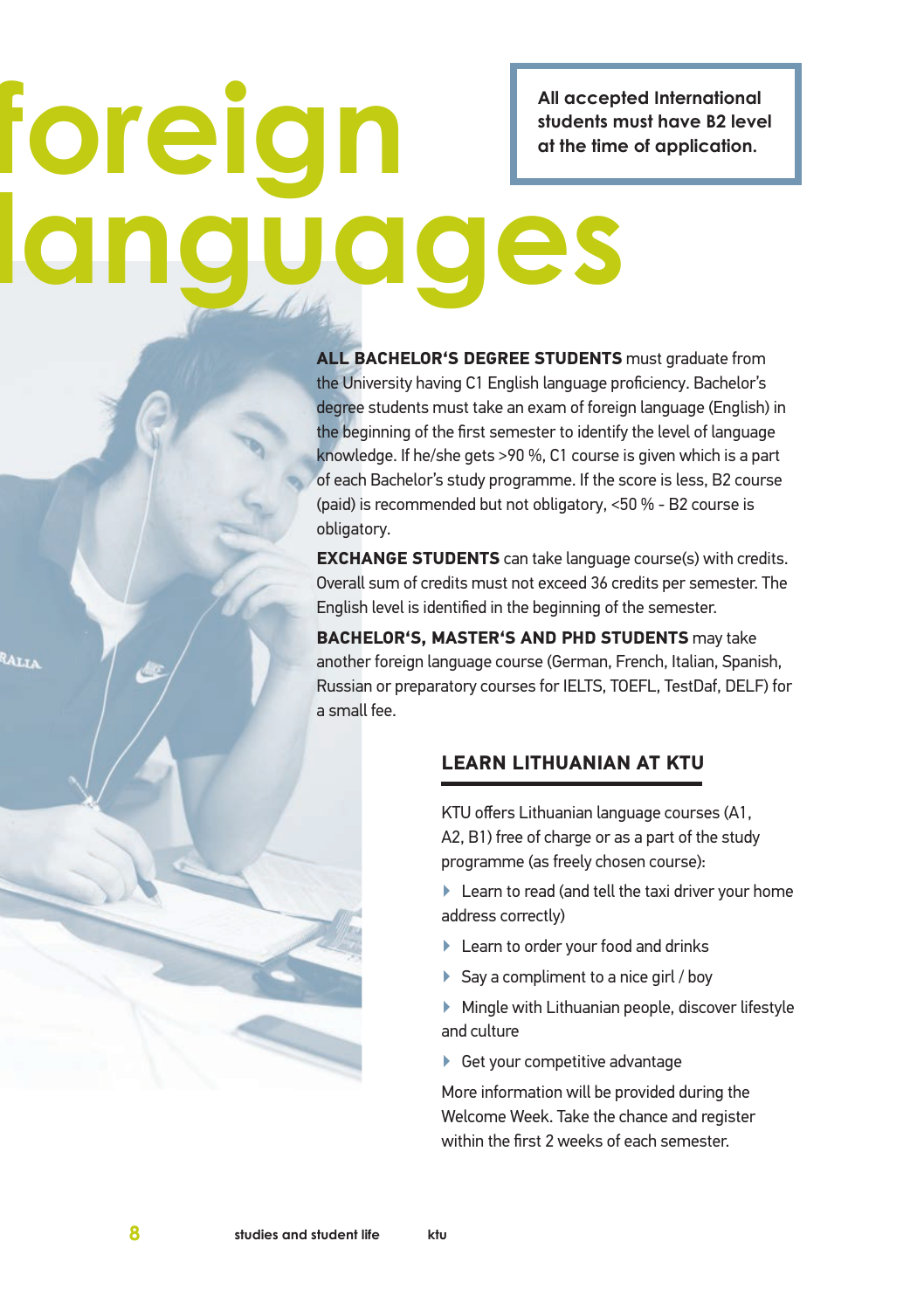# foreign languages

**All accepted International students must have B2 level at the time of application.**

**ALL BACHELOR'S DEGREE STUDENTS** must graduate from the University having C1 English language proficiency. Bachelor's degree students must take an exam of foreign language (English) in the beginning of the first semester to identify the level of language knowledge. If he/she gets >90 %, C1 course is given which is a part of each Bachelor's study programme. If the score is less, B2 course (paid) is recommended but not obligatory, <50 % - B2 course is obligatory.

**EXCHANGE STUDENTS** can take language course(s) with credits. Overall sum of credits must not exceed 36 credits per semester. The English level is identified in the beginning of the semester.

**BACHELOR'S, MASTER'S AND PHD STUDENTS** may take another foreign language course (German, French, Italian, Spanish, Russian or preparatory courses for IELTS, TOEFL, TestDaf, DELF) for a small fee.

## LEARN LITHUANIAN AT KTU

KTU offers Lithuanian language courses (A1, A2, B1) free of charge or as a part of the study programme (as freely chosen course):

- Learn to read (and tell the taxi driver your home address correctly)
- Learn to order your food and drinks
- Say a compliment to a nice girl / boy
- Mingle with Lithuanian people, discover lifestyle and culture
- Get your competitive advantage

More information will be provided during the Welcome Week. Take the chance and register within the first 2 weeks of each semester.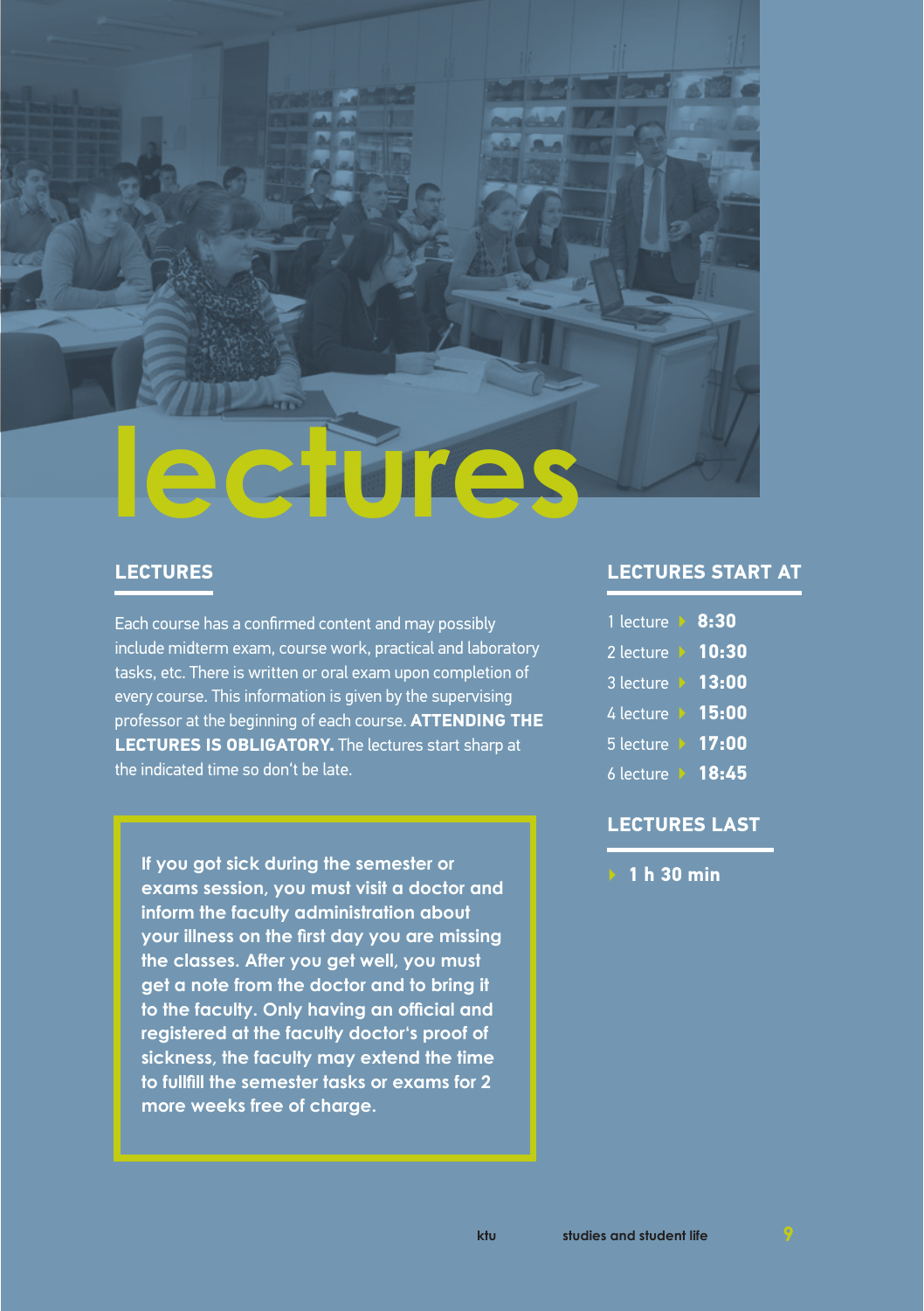# lectures

## LECTURES

Each course has a confirmed content and may possibly include midterm exam, course work, practical and laboratory tasks, etc. There is written or oral exam upon completion of every course. This information is given by the supervising professor at the beginning of each course. **ATTENDING THE LECTURES IS OBLIGATORY.** The lectures start sharp at the indicated time so don't be late.

> **If you got sick during the semester or exams session, you must visit a doctor and inform the faculty administration about your illness on the first day you are missing the classes. After you get well, you must get a note from the doctor and to bring it to the faculty. Only having an official and registered at the faculty doctor's proof of sickness, the faculty may extend the time to fullfill the semester tasks or exams for 2 more weeks free of charge.**

## LECTURES START AT

- 1 lecture ▸ **8:30**
- 2 lecture ▸ **10:30**
- 3 lecture ▸ **13:00**
- 4 lecture ▸ **15:00**
- 5 lecture ▸ **17:00**
- 6 lecture ▸ **18:45**

## LECTURES LAST

- **1 h 30 min**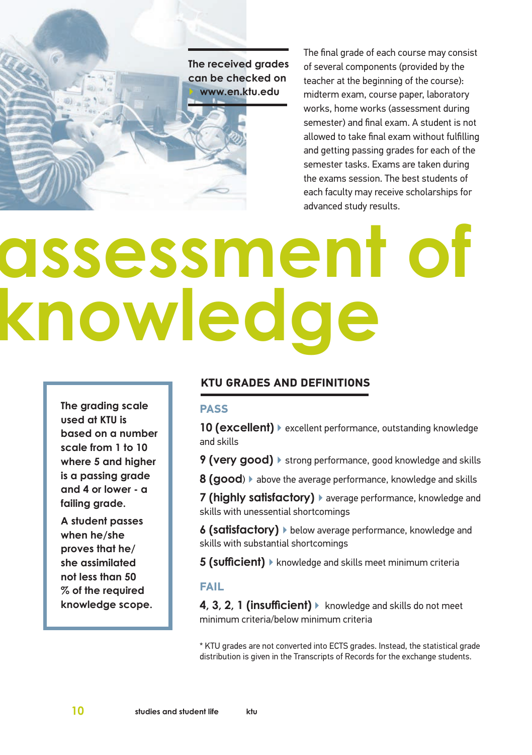The received grades can be checked on www.en.ktu.edu

The final grade of each course may consist of several components (provided by the teacher at the beginning of the course): midterm exam, course paper, laboratory works, home works (assessment during semester) and final exam. A student is not allowed to take final exam without fulfilling and getting passing grades for each of the semester tasks. Exams are taken during the exams session. The best students of each faculty may receive scholarships for advanced study results.

# assessment of knowledge

**The grading scale used at KTU is based on a number scale from 1 to 10 where 5 and higher is a passing grade and 4 or lower - a failing grade.**

**A student passes when he/she proves that he/she assimilated not less than 50 % of the required knowledge scope.**

## KTU GRADES AND DEFINITIONS

### PASS

**10 (excellent)** ▸ excellent performance, outstanding knowledge and skills

**9 (very good)** ▸ strong performance, good knowledge and skills

**8 (good)** ▸ above the average performance, knowledge and skills

**7 (highly satisfactory)** ▸ average performance, knowledge and skills with unessential shortcomings

**6 (satisfactory)** ▸ below average performance, knowledge and skills with substantial shortcomings

**5 (sufficient)** ▸ knowledge and skills meet minimum criteria

### FAIL

**4, 3, 2, 1 (insufficient)** ▸ knowledge and skills do not meet minimum criteria/below minimum criteria

* KTU grades are not converted into ECTS grades. Instead, the statistical grade distribution is given in the Transcripts of Records for the exchange students.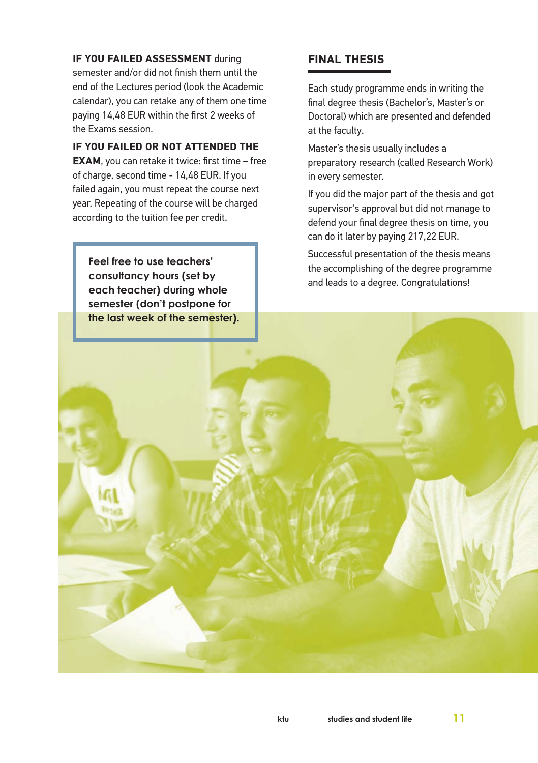**IF YOU FAILED ASSESSMENT** during semester and/or did not finish them until the end of the Lectures period (look the Academic calendar), you can retake any of them one time paying 14,48 EUR within the first 2 weeks of the Exams session.

**IF YOU FAILED OR NOT ATTENDED THE EXAM**, you can retake it twice: first time – free of charge, second time - 14,48 EUR. If you failed again, you must repeat the course next year. Repeating of the course will be charged according to the tuition fee per credit.

> **Feel free to use teachers' consultancy hours (set by each teacher) during whole semester (don't postpone for the last week of the semester).**

## FINAL THESIS

Each study programme ends in writing the final degree thesis (Bachelor's, Master's or Doctoral) which are presented and defended at the faculty.

Master's thesis usually includes a preparatory research (called Research Work) in every semester.

If you did the major part of the thesis and got supervisor's approval but did not manage to defend your final degree thesis on time, you can do it later by paying 217,22 EUR.

Successful presentation of the thesis means the accomplishing of the degree programme and leads to a degree. Congratulations!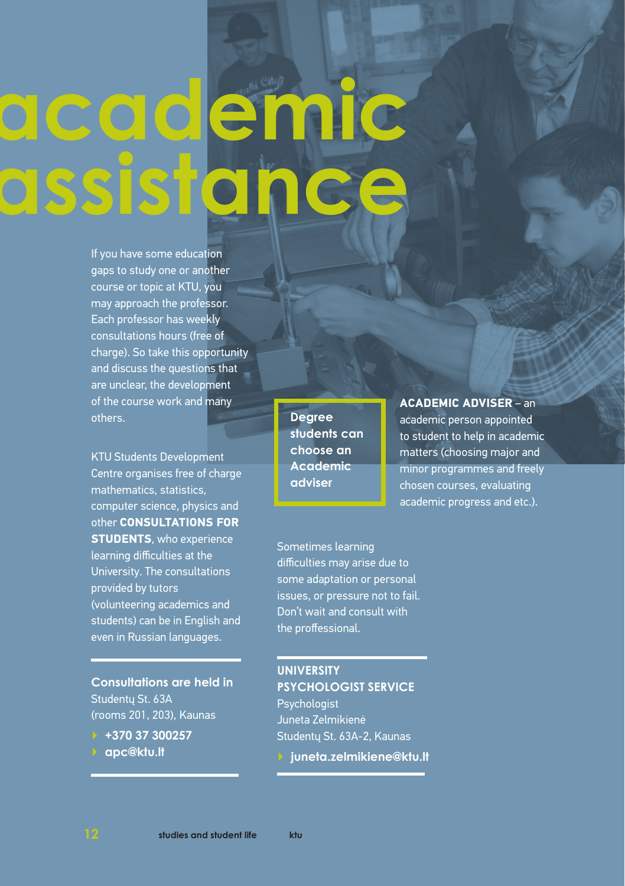# academic assistance

If you have some education gaps to study one or another course or topic at KTU, you may approach the professor. Each professor has weekly consultations hours (free of charge). So take this opportunity and discuss the questions that are unclear, the development of the course work and many others.

KTU Students Development Centre organises free of charge mathematics, statistics, computer science, physics and other **CONSULTATIONS FOR STUDENTS**, who experience learning difficulties at the University. The consultations provided by tutors (volunteering academics and students) can be in English and even in Russian languages.

**Consultations are held in**
Studentų St. 63A
(rooms 201, 203), Kaunas

- **+370 37 300257**
- **apc@ktu.lt**

**Degree students can choose an Academic adviser**

**ACADEMIC ADVISER** – an academic person appointed to student to help in academic matters (choosing major and minor programmes and freely chosen courses, evaluating academic progress and etc.).

Sometimes learning difficulties may arise due to some adaptation or personal issues, or pressure not to fail. Don't wait and consult with the proffessional.

**UNIVERSITY PSYCHOLOGIST SERVICE**
Psychologist
Juneta Zelmikienė
Studentų St. 63A-2, Kaunas

- **juneta.zelmikiene@ktu.lt**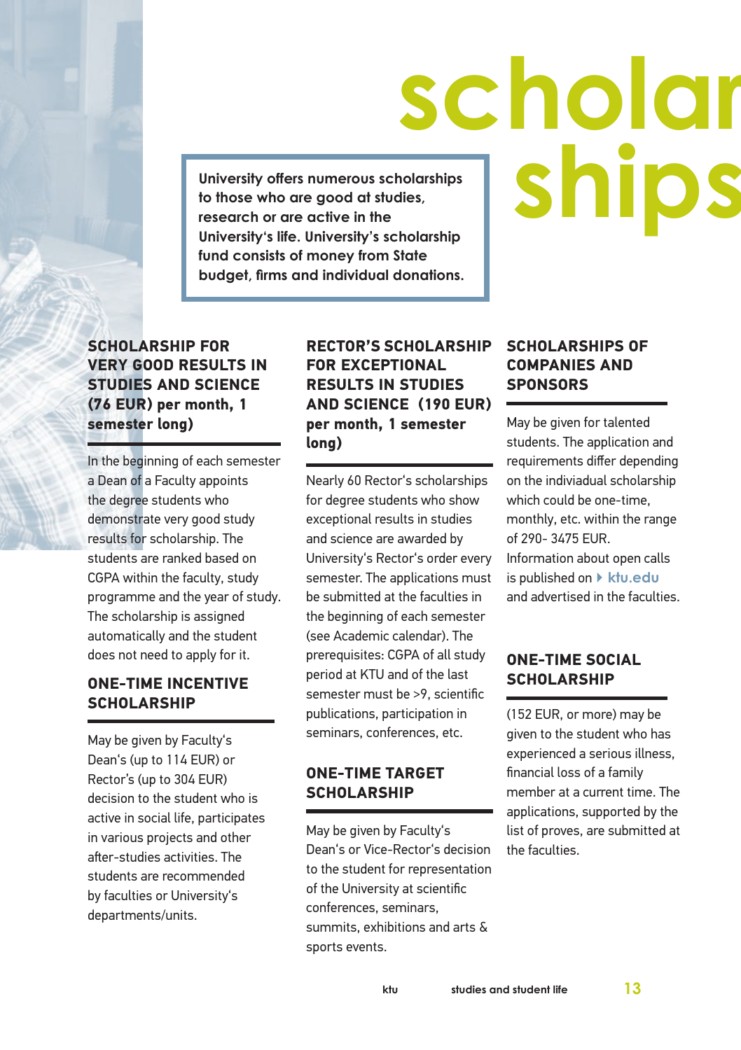# scholarships

**University offers numerous scholarships to those who are good at studies, research or are active in the University's life. University's scholarship fund consists of money from State budget, firms and individual donations.**

## SCHOLARSHIP FOR VERY GOOD RESULTS IN STUDIES AND SCIENCE (76 EUR) per month, 1 semester long)

In the beginning of each semester a Dean of a Faculty appoints the degree students who demonstrate very good study results for scholarship. The students are ranked based on CGPA within the faculty, study programme and the year of study. The scholarship is assigned automatically and the student does not need to apply for it.

## ONE-TIME INCENTIVE SCHOLARSHIP

May be given by Faculty's Dean's (up to 114 EUR) or Rector's (up to 304 EUR) decision to the student who is active in social life, participates in various projects and other after-studies activities. The students are recommended by faculties or University's departments/units.

## RECTOR'S SCHOLARSHIP FOR EXCEPTIONAL RESULTS IN STUDIES AND SCIENCE (190 EUR) per month, 1 semester long)

Nearly 60 Rector's scholarships for degree students who show exceptional results in studies and science are awarded by University's Rector's order every semester. The applications must be submitted at the faculties in the beginning of each semester (see Academic calendar). The prerequisites: CGPA of all study period at KTU and of the last semester must be >9, scientific publications, participation in seminars, conferences, etc.

## ONE-TIME TARGET SCHOLARSHIP

May be given by Faculty's Dean's or Vice-Rector's decision to the student for representation of the University at scientific conferences, seminars, summits, exhibitions and arts & sports events.

## SCHOLARSHIPS OF COMPANIES AND SPONSORS

May be given for talented students. The application and requirements differ depending on the individual scholarship which could be one-time, monthly, etc. within the range of 290- 3475 EUR. Information about open calls is published on ktu.edu and advertised in the faculties.

## ONE-TIME SOCIAL SCHOLARSHIP

(152 EUR, or more) may be given to the student who has experienced a serious illness, financial loss of a family member at a current time. The applications, supported by the list of proves, are submitted at the faculties.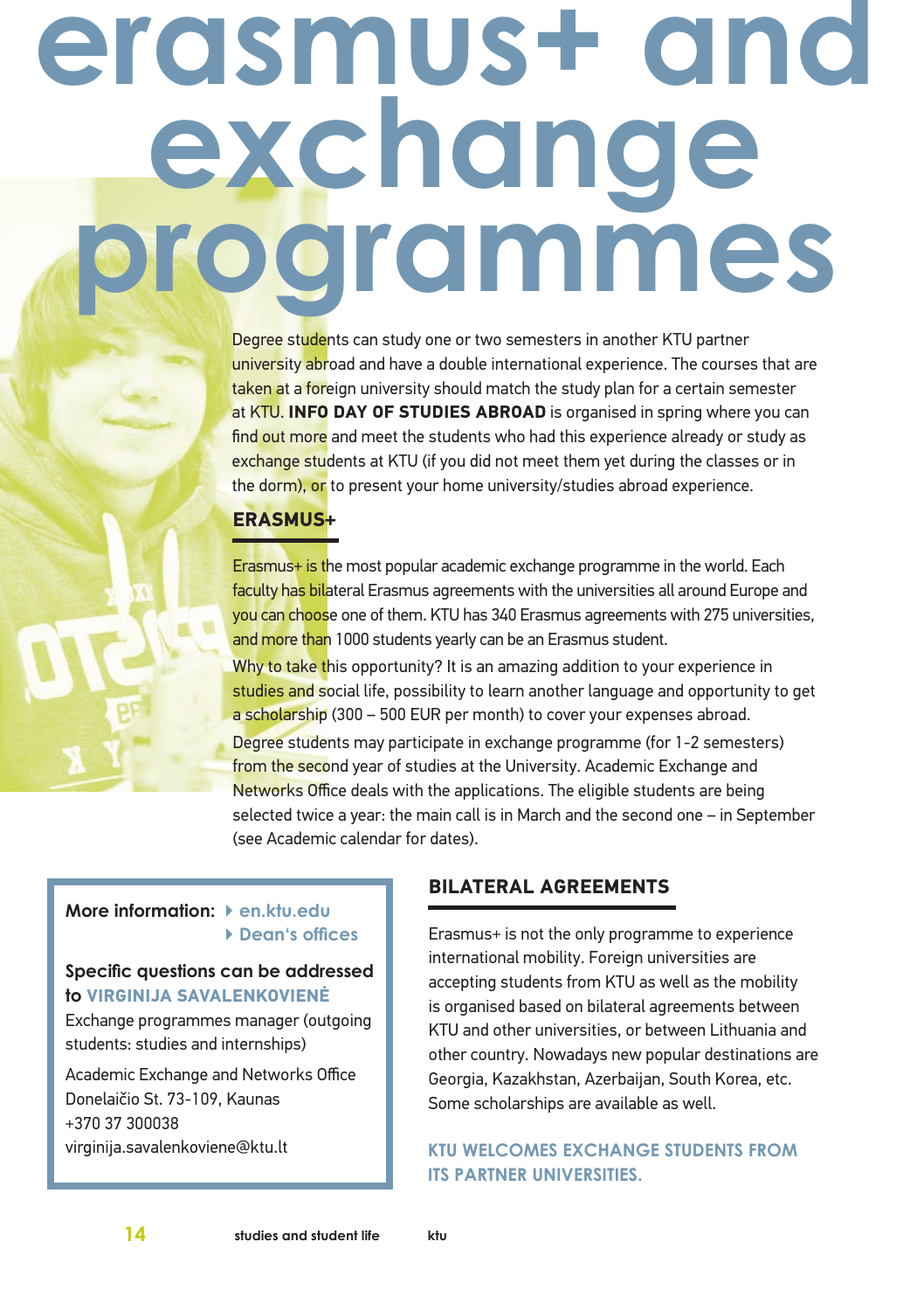# erasmus+ and exchange programmes

Degree students can study one or two semesters in another KTU partner university abroad and have a double international experience. The courses that are taken at a foreign university should match the study plan for a certain semester at KTU. **INFO DAY OF STUDIES ABROAD** is organised in spring where you can find out more and meet the students who had this experience already or study as exchange students at KTU (if you did not meet them yet during the classes or in the dorm), or to present your home university/studies abroad experience.

## ERASMUS+

Erasmus+ is the most popular academic exchange programme in the world. Each faculty has bilateral Erasmus agreements with the universities all around Europe and you can choose one of them. KTU has 340 Erasmus agreements with 275 universities, and more than 1000 students yearly can be an Erasmus student.

Why to take this opportunity? It is an amazing addition to your experience in studies and social life, possibility to learn another language and opportunity to get a scholarship (300 – 500 EUR per month) to cover your expenses abroad.

Degree students may participate in exchange programme (for 1-2 semesters) from the second year of studies at the University. Academic Exchange and Networks Office deals with the applications. The eligible students are being selected twice a year: the main call is in March and the second one – in September (see Academic calendar for dates).

**More information:**
- en.ktu.edu
- Dean's offices

**Specific questions can be addressed to VIRGINIJA SAVALENKOVIENĖ**

Exchange programmes manager (outgoing students: studies and internships)

Academic Exchange and Networks Office
Donelaičio St. 73-109, Kaunas
+370 37 300038
virginija.savalenkoviene@ktu.lt

## BILATERAL AGREEMENTS

Erasmus+ is not the only programme to experience international mobility. Foreign universities are accepting students from KTU as well as the mobility is organised based on bilateral agreements between KTU and other universities, or between Lithuania and other country. Nowadays new popular destinations are Georgia, Kazakhstan, Azerbaijan, South Korea, etc. Some scholarships are available as well.

**KTU WELCOMES EXCHANGE STUDENTS FROM ITS PARTNER UNIVERSITIES.**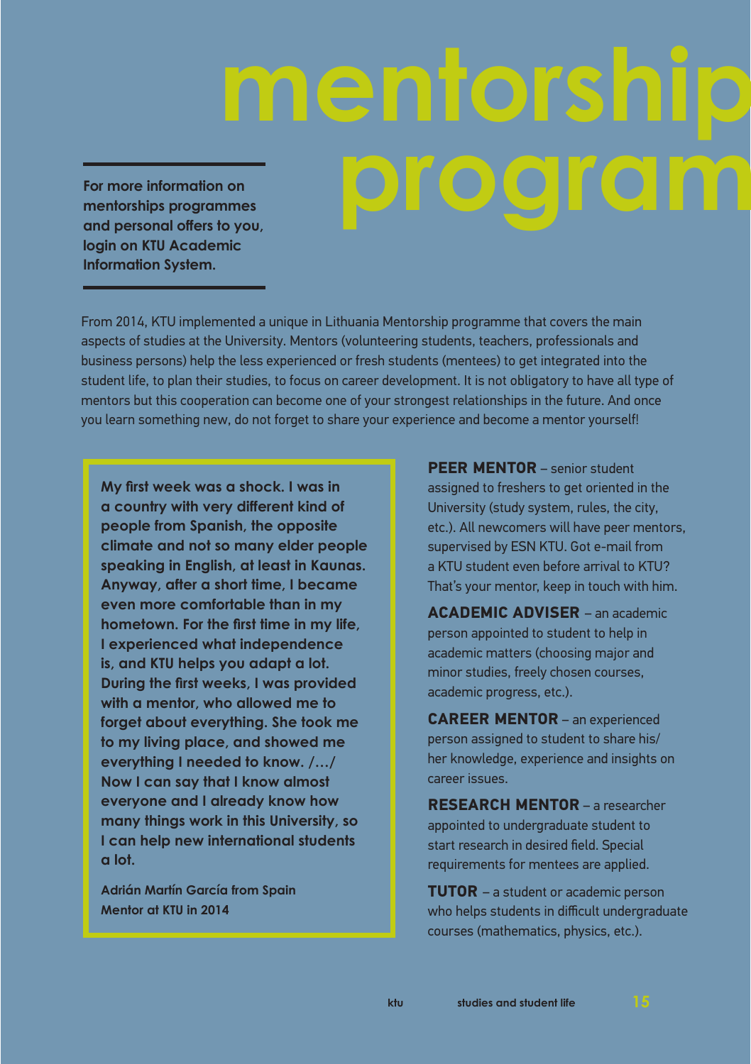# mentorship program

**For more information on mentorships programmes and personal offers to you, login on KTU Academic Information System.**

From 2014, KTU implemented a unique in Lithuania Mentorship programme that covers the main aspects of studies at the University. Mentors (volunteering students, teachers, professionals and business persons) help the less experienced or fresh students (mentees) to get integrated into the student life, to plan their studies, to focus on career development. It is not obligatory to have all type of mentors but this cooperation can become one of your strongest relationships in the future. And once you learn something new, do not forget to share your experience and become a mentor yourself!

> **My first week was a shock. I was in a country with very different kind of people from Spanish, the opposite climate and not so many elder people speaking in English, at least in Kaunas. Anyway, after a short time, I became even more comfortable than in my hometown. For the first time in my life, I experienced what independence is, and KTU helps you adapt a lot. During the first weeks, I was provided with a mentor, who allowed me to forget about everything. She took me to my living place, and showed me everything I needed to know. /…/ Now I can say that I know almost everyone and I already know how many things work in this University, so I can help new international students a lot.**
>
> **Adrián Martín García from Spain**
> **Mentor at KTU in 2014**

**PEER MENTOR** – senior student assigned to freshers to get oriented in the University (study system, rules, the city, etc.). All newcomers will have peer mentors, supervised by ESN KTU. Got e-mail from a KTU student even before arrival to KTU? That's your mentor, keep in touch with him.

**ACADEMIC ADVISER** – an academic person appointed to student to help in academic matters (choosing major and minor studies, freely chosen courses, academic progress, etc.).

**CAREER MENTOR** – an experienced person assigned to student to share his/her knowledge, experience and insights on career issues.

**RESEARCH MENTOR** – a researcher appointed to undergraduate student to start research in desired field. Special requirements for mentees are applied.

**TUTOR** – a student or academic person who helps students in difficult undergraduate courses (mathematics, physics, etc.).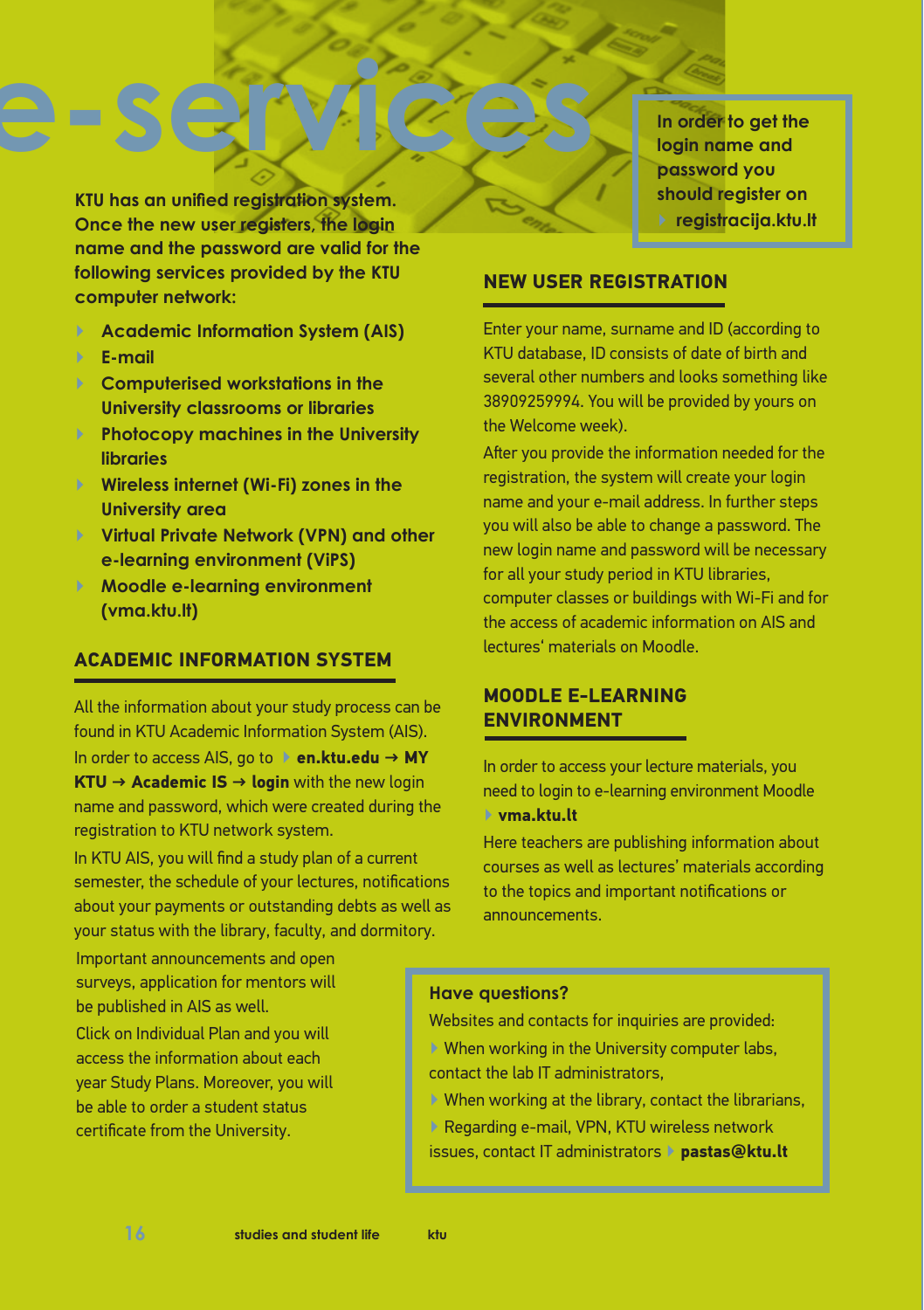# e-services

KTU has an unified registration system. Once the new user registers, the login name and the password are valid for the following services provided by the KTU computer network:

- Academic Information System (AIS)
- E-mail
- Computerised workstations in the University classrooms or libraries
- Photocopy machines in the University libraries
- Wireless internet (Wi-Fi) zones in the University area
- Virtual Private Network (VPN) and other e-learning environment (ViPS)
- Moodle e-learning environment (vma.ktu.lt)

## ACADEMIC INFORMATION SYSTEM

All the information about your study process can be found in KTU Academic Information System (AIS). In order to access AIS, go to **en.ktu.edu → MY KTU → Academic IS → login** with the new login name and password, which were created during the registration to KTU network system.

In KTU AIS, you will find a study plan of a current semester, the schedule of your lectures, notifications about your payments or outstanding debts as well as your status with the library, faculty, and dormitory.

Important announcements and open surveys, application for mentors will be published in AIS as well.

Click on Individual Plan and you will access the information about each year Study Plans. Moreover, you will be able to order a student status certificate from the University.

**In order to get the login name and password you should register on registracija.ktu.lt**

## NEW USER REGISTRATION

Enter your name, surname and ID (according to KTU database, ID consists of date of birth and several other numbers and looks something like 38909259994. You will be provided by yours on the Welcome week).

After you provide the information needed for the registration, the system will create your login name and your e-mail address. In further steps you will also be able to change a password. The new login name and password will be necessary for all your study period in KTU libraries, computer classes or buildings with Wi-Fi and for the access of academic information on AIS and lectures' materials on Moodle.

## MOODLE E-LEARNING ENVIRONMENT

In order to access your lecture materials, you need to login to e-learning environment Moodle **vma.ktu.lt**

Here teachers are publishing information about courses as well as lectures' materials according to the topics and important notifications or announcements.

**Have questions?**

Websites and contacts for inquiries are provided:

- When working in the University computer labs, contact the lab IT administrators,
- When working at the library, contact the librarians,
- Regarding e-mail, VPN, KTU wireless network issues, contact IT administrators **pastas@ktu.lt**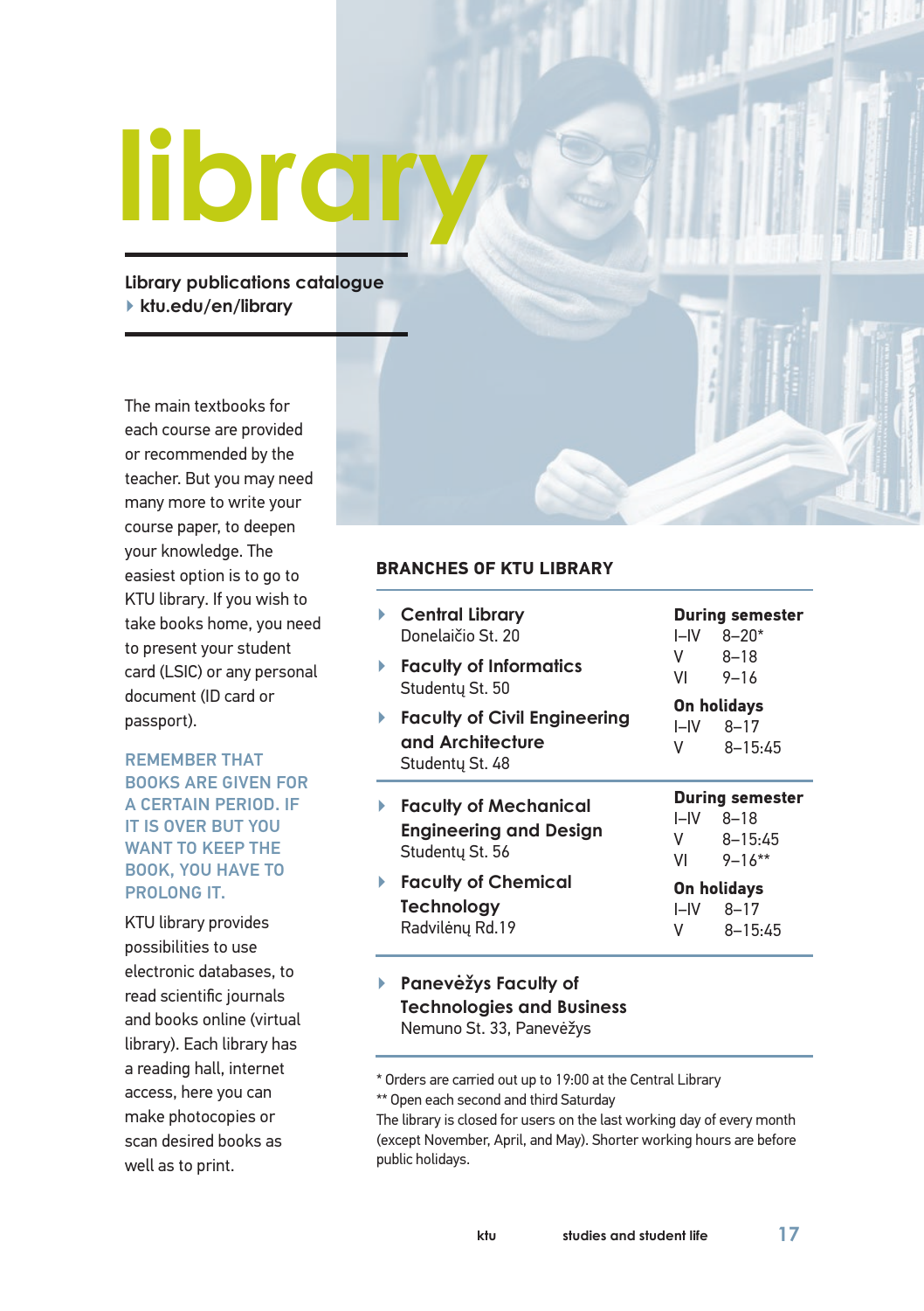# library

**Library publications catalogue**
▸ ktu.edu/en/library

The main textbooks for each course are provided or recommended by the teacher. But you may need many more to write your course paper, to deepen your knowledge. The easiest option is to go to KTU library. If you wish to take books home, you need to present your student card (LSIC) or any personal document (ID card or passport).

REMEMBER THAT BOOKS ARE GIVEN FOR A CERTAIN PERIOD. IF IT IS OVER BUT YOU WANT TO KEEP THE BOOK, YOU HAVE TO PROLONG IT.

KTU library provides possibilities to use electronic databases, to read scientific journals and books online (virtual library). Each library has a reading hall, internet access, here you can make photocopies or scan desired books as well as to print.

## BRANCHES OF KTU LIBRARY

| Branches | Working hours |
| --- | --- |
| **Central Library**<br>Donelaičio St. 20<br>**Faculty of Informatics**<br>Studentų St. 50<br>**Faculty of Civil Engineering and Architecture**<br>Studentų St. 48 | **During semester**<br>I–IV 8–20*<br>V 8–18<br>VI 9–16<br>**On holidays**<br>I–IV 8–17<br>V 8–15:45 |
| **Faculty of Mechanical Engineering and Design**<br>Studentų St. 56<br>**Faculty of Chemical Technology**<br>Radvilėnų Rd.19 | **During semester**<br>I–IV 8–18<br>V 8–15:45<br>VI 9–16**<br>**On holidays**<br>I–IV 8–17<br>V 8–15:45 |
| **Panevėžys Faculty of Technologies and Business**<br>Nemuno St. 33, Panevėžys | |

\* Orders are carried out up to 19:00 at the Central Library
\** Open each second and third Saturday
The library is closed for users on the last working day of every month (except November, April, and May). Shorter working hours are before public holidays.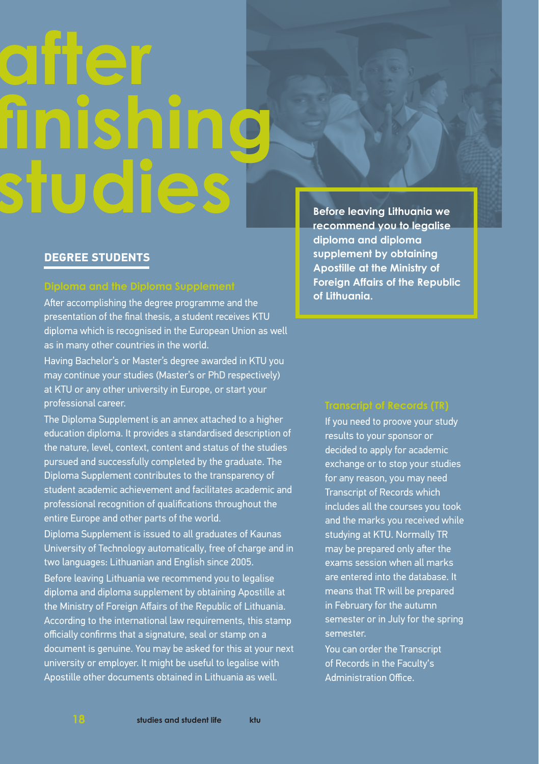# after finishing studies

> **Before leaving Lithuania we recommend you to legalise diploma and diploma supplement by obtaining Apostille at the Ministry of Foreign Affairs of the Republic of Lithuania.**

## DEGREE STUDENTS

### Diploma and the Diploma Supplement

After accomplishing the degree programme and the presentation of the final thesis, a student receives KTU diploma which is recognised in the European Union as well as in many other countries in the world.

Having Bachelor's or Master's degree awarded in KTU you may continue your studies (Master's or PhD respectively) at KTU or any other university in Europe, or start your professional career.

The Diploma Supplement is an annex attached to a higher education diploma. It provides a standardised description of the nature, level, context, content and status of the studies pursued and successfully completed by the graduate. The Diploma Supplement contributes to the transparency of student academic achievement and facilitates academic and professional recognition of qualifications throughout the entire Europe and other parts of the world.

Diploma Supplement is issued to all graduates of Kaunas University of Technology automatically, free of charge and in two languages: Lithuanian and English since 2005.

Before leaving Lithuania we recommend you to legalise diploma and diploma supplement by obtaining Apostille at the Ministry of Foreign Affairs of the Republic of Lithuania. According to the international law requirements, this stamp officially confirms that a signature, seal or stamp on a document is genuine. You may be asked for this at your next university or employer. It might be useful to legalise with Apostille other documents obtained in Lithuania as well.

### Transcript of Records (TR)

If you need to proove your study results to your sponsor or decided to apply for academic exchange or to stop your studies for any reason, you may need Transcript of Records which includes all the courses you took and the marks you received while studying at KTU. Normally TR may be prepared only after the exams session when all marks are entered into the database. It means that TR will be prepared in February for the autumn semester or in July for the spring semester.

You can order the Transcript of Records in the Faculty's Administration Office.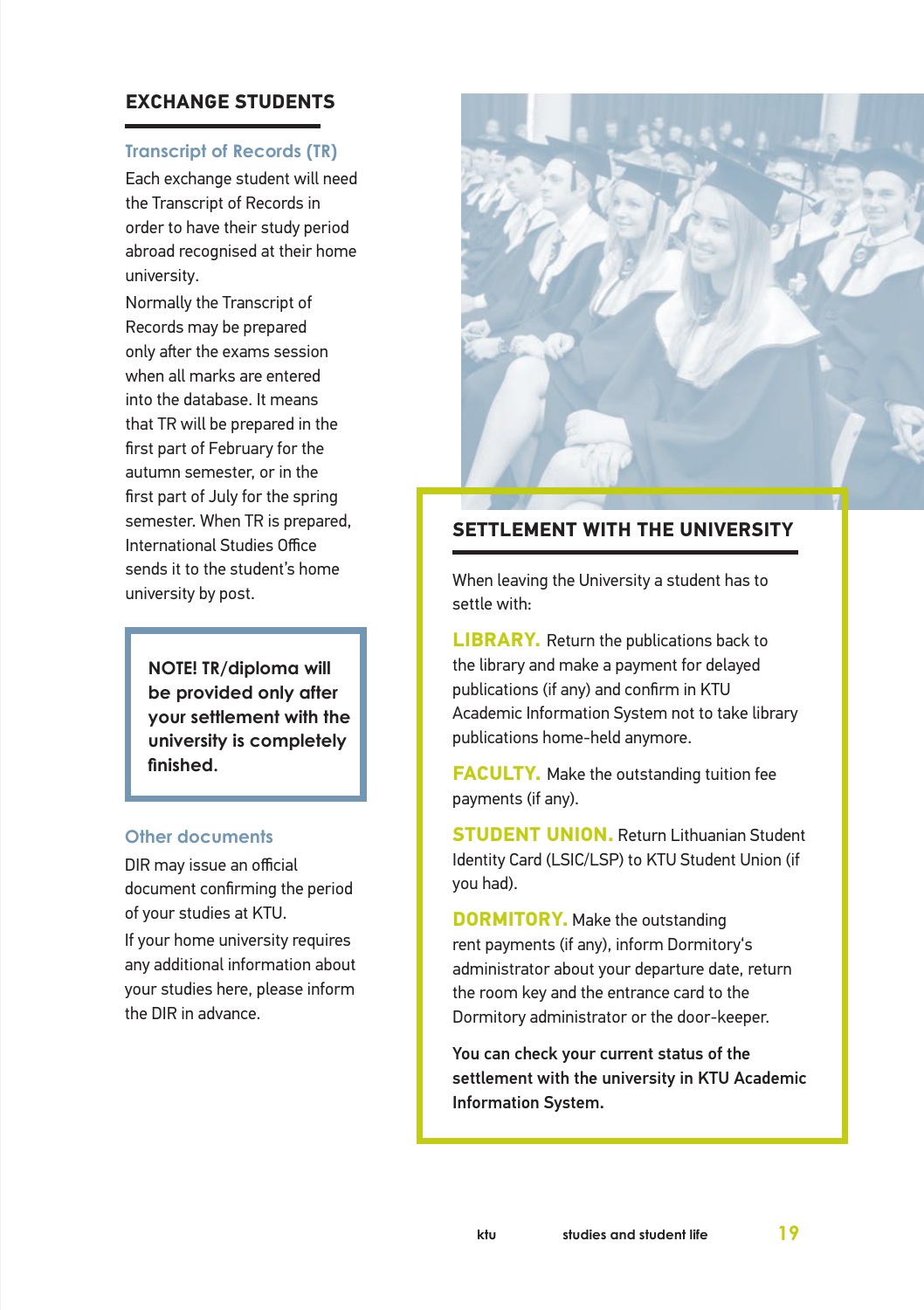## EXCHANGE STUDENTS

### Transcript of Records (TR)

Each exchange student will need the Transcript of Records in order to have their study period abroad recognised at their home university.

Normally the Transcript of Records may be prepared only after the exams session when all marks are entered into the database. It means that TR will be prepared in the first part of February for the autumn semester, or in the first part of July for the spring semester. When TR is prepared, International Studies Office sends it to the student's home university by post.

> **NOTE! TR/diploma will be provided only after your settlement with the university is completely finished.**

### Other documents

DIR may issue an official document confirming the period of your studies at KTU.

If your home university requires any additional information about your studies here, please inform the DIR in advance.

## SETTLEMENT WITH THE UNIVERSITY

When leaving the University a student has to settle with:

**LIBRARY.** Return the publications back to the library and make a payment for delayed publications (if any) and confirm in KTU Academic Information System not to take library publications home-held anymore.

**FACULTY.** Make the outstanding tuition fee payments (if any).

**STUDENT UNION.** Return Lithuanian Student Identity Card (LSIC/LSP) to KTU Student Union (if you had).

**DORMITORY.** Make the outstanding rent payments (if any), inform Dormitory's administrator about your departure date, return the room key and the entrance card to the Dormitory administrator or the door-keeper.

**You can check your current status of the settlement with the university in KTU Academic Information System.**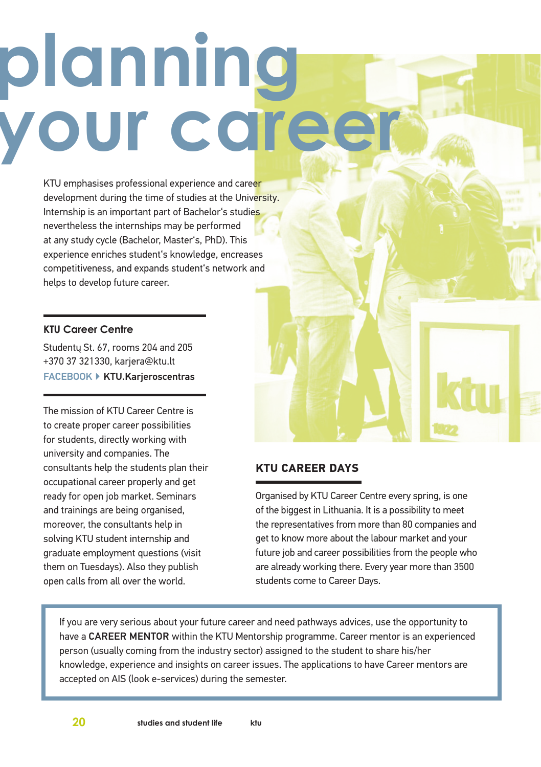# planning your career

KTU emphasises professional experience and career development during the time of studies at the University. Internship is an important part of Bachelor's studies nevertheless the internships may be performed at any study cycle (Bachelor, Master's, PhD). This experience enriches student's knowledge, encreases competitiveness, and expands student's network and helps to develop future career.

## KTU Career Centre

Studentų St. 67, rooms 204 and 205
+370 37 321330, karjera@ktu.lt
FACEBOOK ▸ **KTU.Karjeroscentras**

The mission of KTU Career Centre is to create proper career possibilities for students, directly working with university and companies. The consultants help the students plan their occupational career properly and get ready for open job market. Seminars and trainings are being organised, moreover, the consultants help in solving KTU student internship and graduate employment questions (visit them on Tuesdays). Also they publish open calls from all over the world.

## KTU CAREER DAYS

Organised by KTU Career Centre every spring, is one of the biggest in Lithuania. It is a possibility to meet the representatives from more than 80 companies and get to know more about the labour market and your future job and career possibilities from the people who are already working there. Every year more than 3500 students come to Career Days.

If you are very serious about your future career and need pathways advices, use the opportunity to have a **CAREER MENTOR** within the KTU Mentorship programme. Career mentor is an experienced person (usually coming from the industry sector) assigned to the student to share his/her knowledge, experience and insights on career issues. The applications to have Career mentors are accepted on AIS (look e-services) during the semester.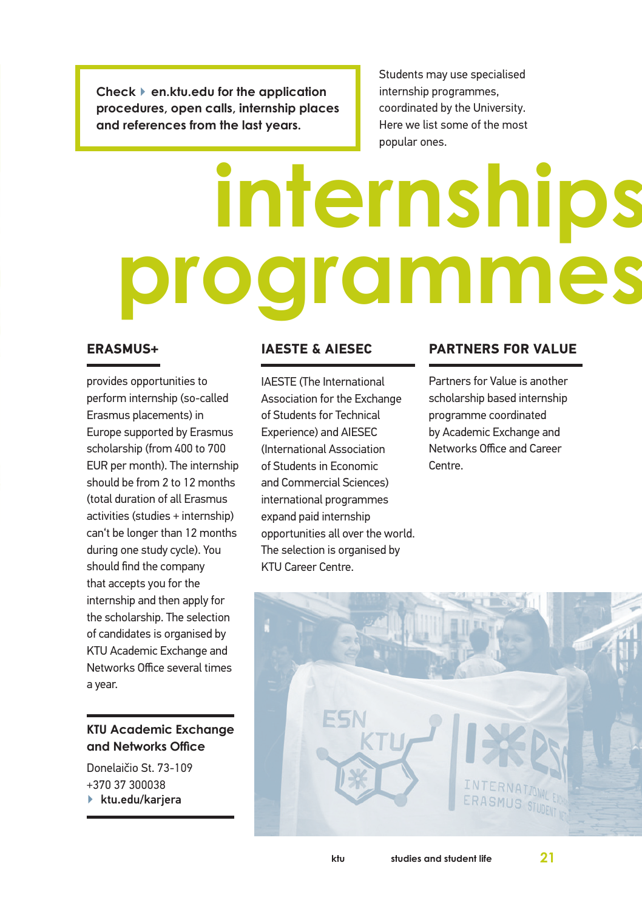Check ▸ en.ktu.edu for the application procedures, open calls, internship places and references from the last years.

Students may use specialised internship programmes, coordinated by the University. Here we list some of the most popular ones.

# internships programmes

## ERASMUS+

provides opportunities to perform internship (so-called Erasmus placements) in Europe supported by Erasmus scholarship (from 400 to 700 EUR per month). The internship should be from 2 to 12 months (total duration of all Erasmus activities (studies + internship) can't be longer than 12 months during one study cycle). You should find the company that accepts you for the internship and then apply for the scholarship. The selection of candidates is organised by KTU Academic Exchange and Networks Office several times a year.

### KTU Academic Exchange and Networks Office

Donelaičio St. 73-109
+370 37 300038
▸ ktu.edu/karjera

## IAESTE & AIESEC

IAESTE (The International Association for the Exchange of Students for Technical Experience) and AIESEC (International Association of Students in Economic and Commercial Sciences) international programmes expand paid internship opportunities all over the world. The selection is organised by KTU Career Centre.

## PARTNERS FOR VALUE

Partners for Value is another scholarship based internship programme coordinated by Academic Exchange and Networks Office and Career Centre.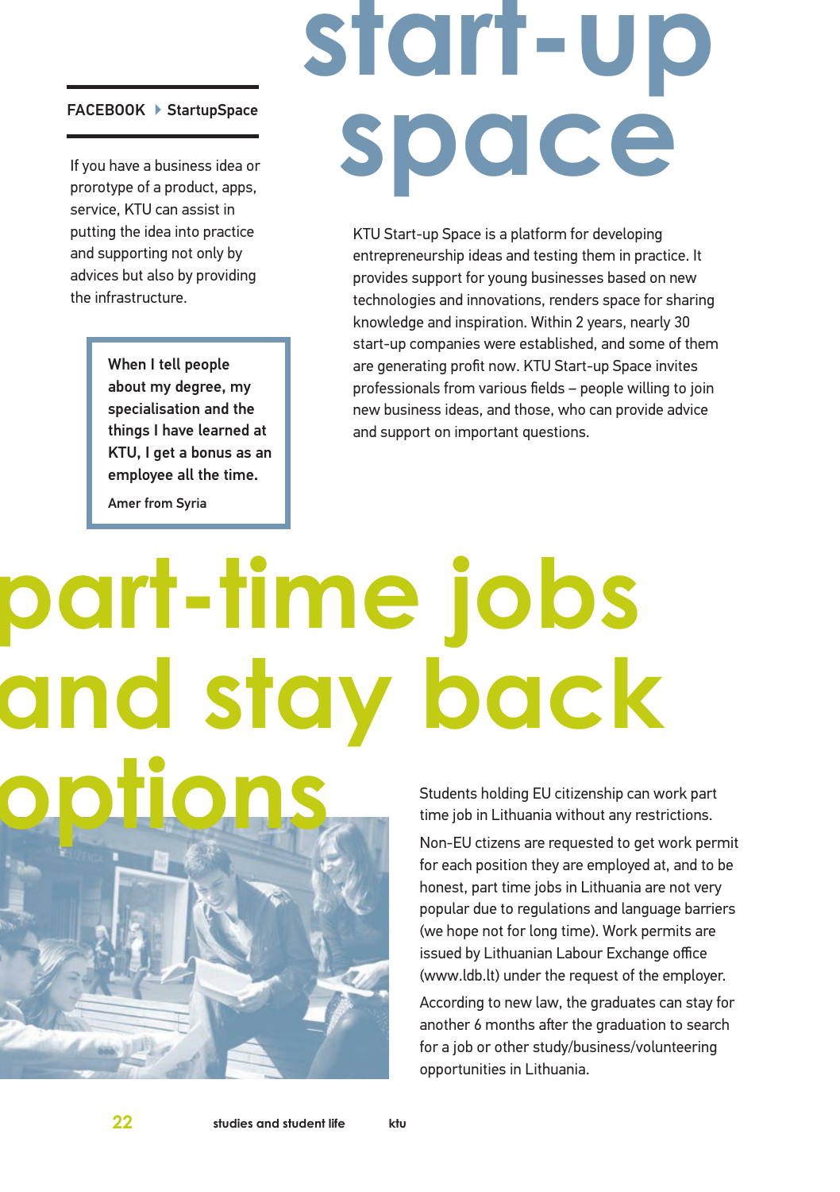# start-up space

**FACEBOOK ▸ StartupSpace**

If you have a business idea or prorotype of a product, apps, service, KTU can assist in putting the idea into practice and supporting not only by advices but also by providing the infrastructure.

> **When I tell people about my degree, my specialisation and the things I have learned at KTU, I get a bonus as an employee all the time.**
>
> Amer from Syria

KTU Start-up Space is a platform for developing entrepreneurship ideas and testing them in practice. It provides support for young businesses based on new technologies and innovations, renders space for sharing knowledge and inspiration. Within 2 years, nearly 30 start-up companies were established, and some of them are generating profit now. KTU Start-up Space invites professionals from various fields – people willing to join new business ideas, and those, who can provide advice and support on important questions.

# part-time jobs and stay back options

Students holding EU citizenship can work part time job in Lithuania without any restrictions.

Non-EU ctizens are requested to get work permit for each position they are employed at, and to be honest, part time jobs in Lithuania are not very popular due to regulations and language barriers (we hope not for long time). Work permits are issued by Lithuanian Labour Exchange office (www.ldb.lt) under the request of the employer.

According to new law, the graduates can stay for another 6 months after the graduation to search for a job or other study/business/volunteering opportunities in Lithuania.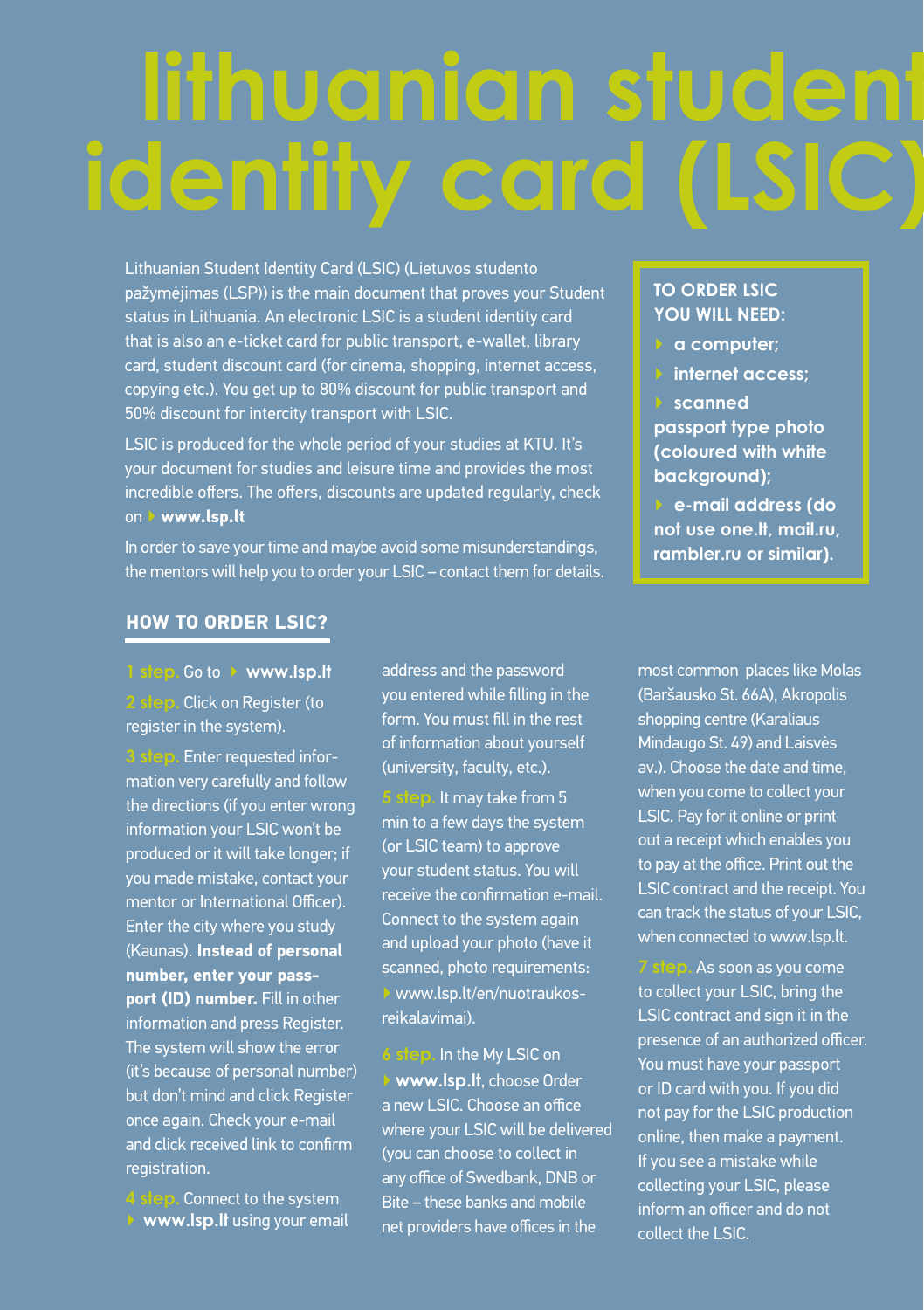# lithuanian student identity card (LSIC)

Lithuanian Student Identity Card (LSIC) (Lietuvos studento pažymėjimas (LSP)) is the main document that proves your Student status in Lithuania. An electronic LSIC is a student identity card that is also an e-ticket card for public transport, e-wallet, library card, student discount card (for cinema, shopping, internet access, copying etc.). You get up to 80% discount for public transport and 50% discount for intercity transport with LSIC.

LSIC is produced for the whole period of your studies at KTU. It's your document for studies and leisure time and provides the most incredible offers. The offers, discounts are updated regularly, check on **www.lsp.lt**

In order to save your time and maybe avoid some misunderstandings, the mentors will help you to order your LSIC – contact them for details.

**TO ORDER LSIC YOU WILL NEED:**

- **a computer;**
- **internet access;**
- **scanned passport type photo (coloured with white background);**
- **e-mail address (do not use one.lt, mail.ru, rambler.ru or similar).**

## HOW TO ORDER LSIC?

**1 step.** Go to **www.lsp.lt**

**2 step.** Click on Register (to register in the system).

**3 step.** Enter requested information very carefully and follow the directions (if you enter wrong information your LSIC won't be produced or it will take longer; if you made mistake, contact your mentor or International Officer). Enter the city where you study (Kaunas). **Instead of personal number, enter your passport (ID) number.** Fill in other information and press Register. The system will show the error (it's because of personal number) but don't mind and click Register once again. Check your e-mail and click received link to confirm registration.

**4 step.** Connect to the system **www.lsp.lt** using your email address and the password you entered while filling in the form. You must fill in the rest of information about yourself (university, faculty, etc.).

**5 step.** It may take from 5 min to a few days the system (or LSIC team) to approve your student status. You will receive the confirmation e-mail. Connect to the system again and upload your photo (have it scanned, photo requirements: www.lsp.lt/en/nuotraukos-reikalavimai).

**6 step.** In the My LSIC on **www.lsp.lt**, choose Order a new LSIC. Choose an office where your LSIC will be delivered (you can choose to collect in any office of Swedbank, DNB or Bite – these banks and mobile net providers have offices in the most common places like Molas (Baršausko St. 66A), Akropolis shopping centre (Karaliaus Mindaugo St. 49) and Laisvės av.). Choose the date and time, when you come to collect your LSIC. Pay for it online or print out a receipt which enables you to pay at the office. Print out the LSIC contract and the receipt. You can track the status of your LSIC, when connected to www.lsp.lt.

**7 step.** As soon as you come to collect your LSIC, bring the LSIC contract and sign it in the presence of an authorized officer. You must have your passport or ID card with you. If you did not pay for the LSIC production online, then make a payment. If you see a mistake while collecting your LSIC, please inform an officer and do not collect the LSIC.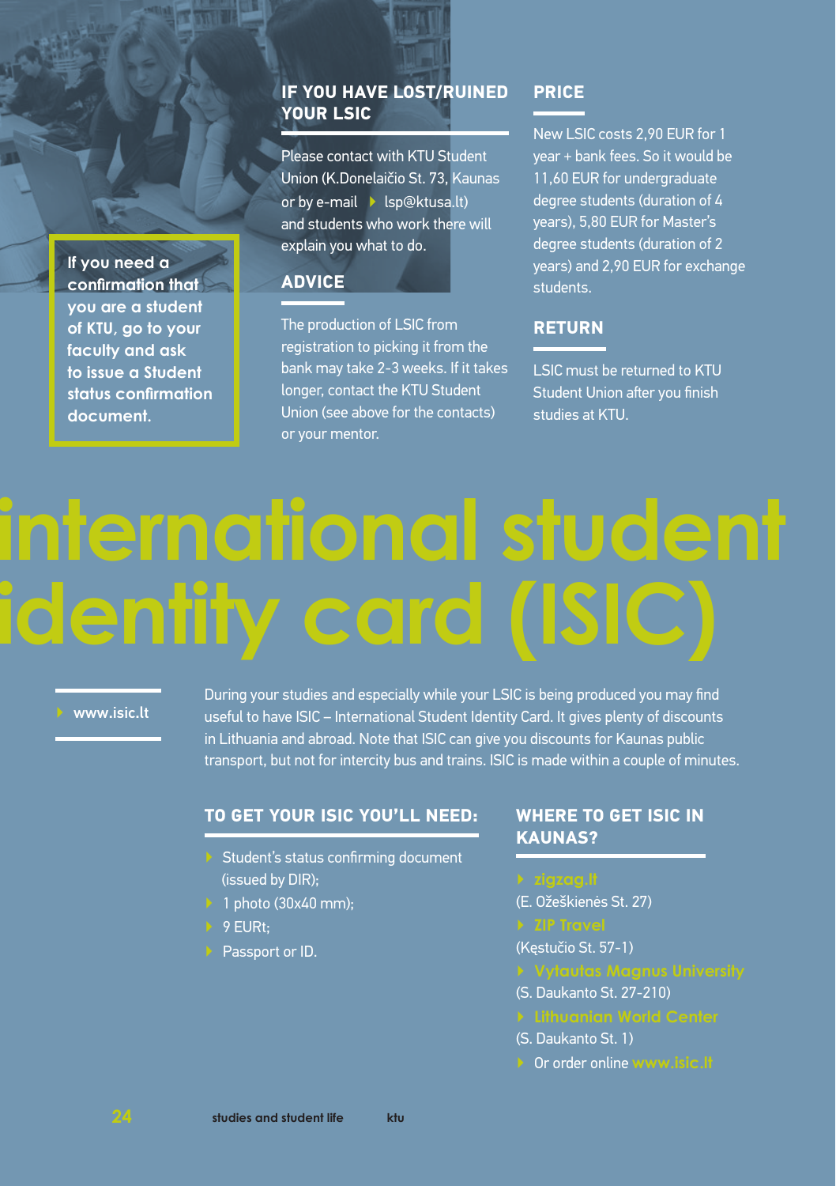> If you need a confirmation that you are a student of KTU, go to your faculty and ask to issue a Student status confirmation document.

## IF YOU HAVE LOST/RUINED YOUR LSIC

Please contact with KTU Student Union (K.Donelaičio St. 73, Kaunas or by e-mail lsp@ktusa.lt) and students who work there will explain you what to do.

## ADVICE

The production of LSIC from registration to picking it from the bank may take 2-3 weeks. If it takes longer, contact the KTU Student Union (see above for the contacts) or your mentor.

## PRICE

New LSIC costs 2,90 EUR for 1 year + bank fees. So it would be 11,60 EUR for undergraduate degree students (duration of 4 years), 5,80 EUR for Master's degree students (duration of 2 years) and 2,90 EUR for exchange students.

## RETURN

LSIC must be returned to KTU Student Union after you finish studies at KTU.

# international student identity card (ISIC)

- www.isic.lt

During your studies and especially while your LSIC is being produced you may find useful to have ISIC – International Student Identity Card. It gives plenty of discounts in Lithuania and abroad. Note that ISIC can give you discounts for Kaunas public transport, but not for intercity bus and trains. ISIC is made within a couple of minutes.

## TO GET YOUR ISIC YOU'LL NEED:

- Student's status confirming document (issued by DIR);
- 1 photo (30x40 mm);
- 9 EURt;
- Passport or ID.

## WHERE TO GET ISIC IN KAUNAS?

- **zigzag.lt**
  (E. Ožeškienės St. 27)
- **ZIP Travel**
  (Kęstučio St. 57-1)
- **Vytautas Magnus University**
  (S. Daukanto St. 27-210)
- **Lithuanian World Center**
  (S. Daukanto St. 1)
- Or order online **www.isic.lt**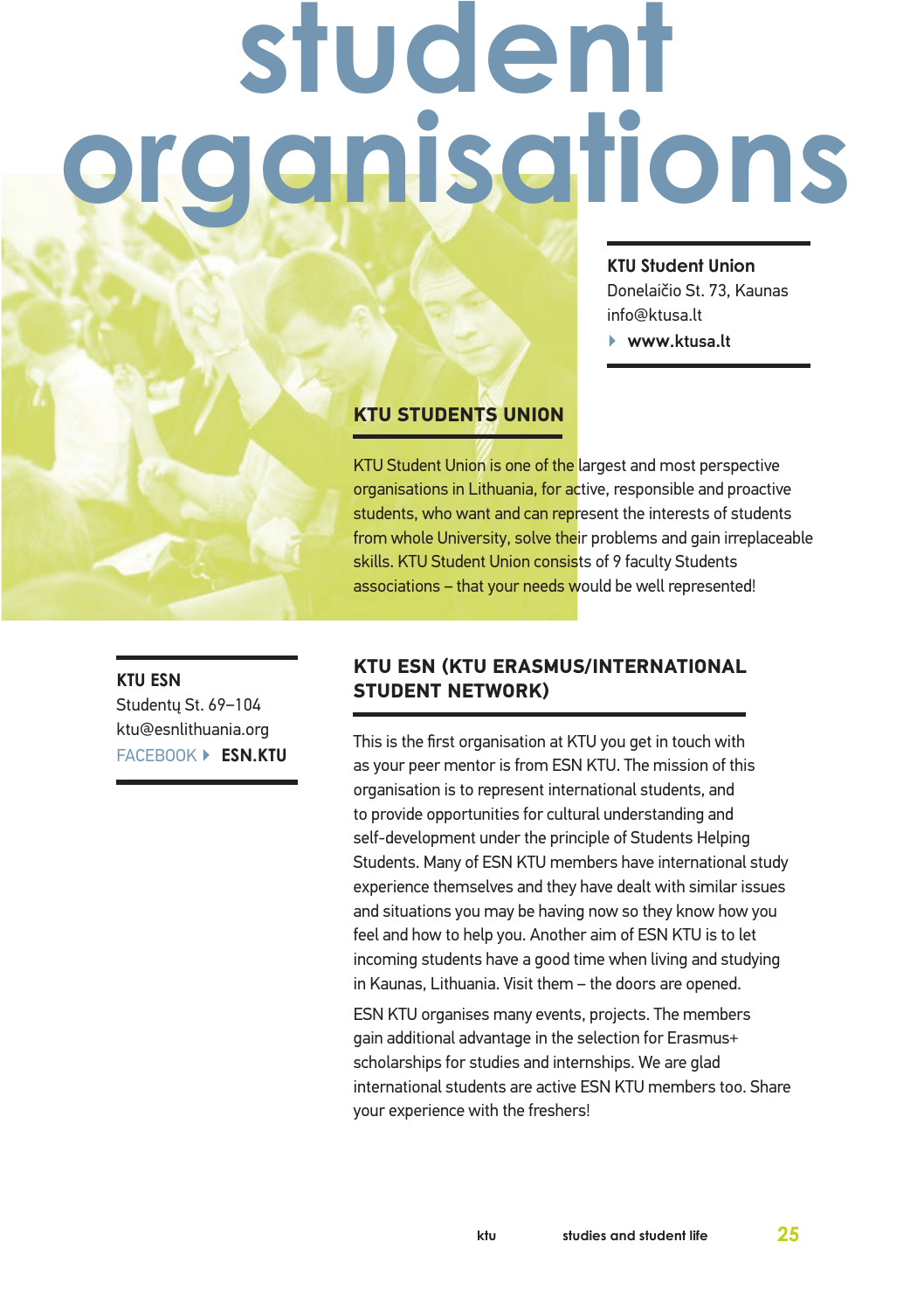# student organisations

**KTU Student Union**
Donelaičio St. 73, Kaunas
info@ktusa.lt
www.ktusa.lt

## KTU STUDENTS UNION

KTU Student Union is one of the largest and most perspective organisations in Lithuania, for active, responsible and proactive students, who want and can represent the interests of students from whole University, solve their problems and gain irreplaceable skills. KTU Student Union consists of 9 faculty Students associations – that your needs would be well represented!

**KTU ESN**
Studentų St. 69–104
ktu@esnlithuania.org
FACEBOOK **ESN.KTU**

## KTU ESN (KTU ERASMUS/INTERNATIONAL STUDENT NETWORK)

This is the first organisation at KTU you get in touch with as your peer mentor is from ESN KTU. The mission of this organisation is to represent international students, and to provide opportunities for cultural understanding and self-development under the principle of Students Helping Students. Many of ESN KTU members have international study experience themselves and they have dealt with similar issues and situations you may be having now so they know how you feel and how to help you. Another aim of ESN KTU is to let incoming students have a good time when living and studying in Kaunas, Lithuania. Visit them – the doors are opened.

ESN KTU organises many events, projects. The members gain additional advantage in the selection for Erasmus+ scholarships for studies and internships. We are glad international students are active ESN KTU members too. Share your experience with the freshers!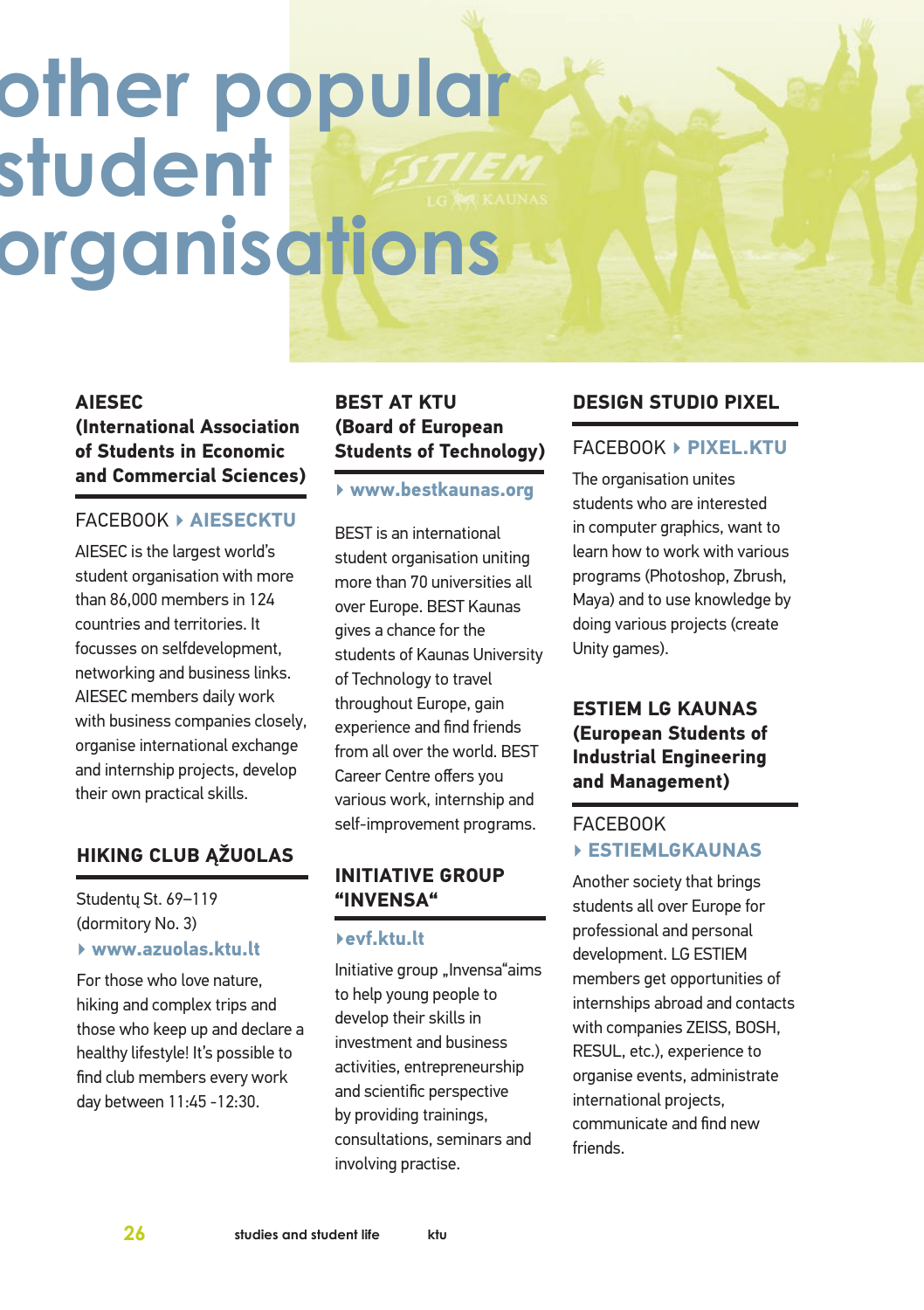# other popular student organisations

## AIESEC (International Association of Students in Economic and Commercial Sciences)

FACEBOOK ▸ **AIESECKTU**

AIESEC is the largest world's student organisation with more than 86,000 members in 124 countries and territories. It focusses on selfdevelopment, networking and business links. AIESEC members daily work with business companies closely, organise international exchange and internship projects, develop their own practical skills.

## HIKING CLUB ĄŽUOLAS

Studentų St. 69–119 (dormitory No. 3)

▸ **www.azuolas.ktu.lt**

For those who love nature, hiking and complex trips and those who keep up and declare a healthy lifestyle! It's possible to find club members every work day between 11:45 -12:30.

## BEST AT KTU (Board of European Students of Technology)

▸ **www.bestkaunas.org**

BEST is an international student organisation uniting more than 70 universities all over Europe. BEST Kaunas gives a chance for the students of Kaunas University of Technology to travel throughout Europe, gain experience and find friends from all over the world. BEST Career Centre offers you various work, internship and self-improvement programs.

## INITIATIVE GROUP "INVENSA"

▸**evf.ktu.lt**

Initiative group „Invensa"aims to help young people to develop their skills in investment and business activities, entrepreneurship and scientific perspective by providing trainings, consultations, seminars and involving practise.

## DESIGN STUDIO PIXEL

FACEBOOK ▸ **PIXEL.KTU**

The organisation unites students who are interested in computer graphics, want to learn how to work with various programs (Photoshop, Zbrush, Maya) and to use knowledge by doing various projects (create Unity games).

## ESTIEM LG KAUNAS (European Students of Industrial Engineering and Management)

FACEBOOK

▸ **ESTIEMLGKAUNAS**

Another society that brings students all over Europe for professional and personal development. LG ESTIEM members get opportunities of internships abroad and contacts with companies ZEISS, BOSH, RESUL, etc.), experience to organise events, administrate international projects, communicate and find new friends.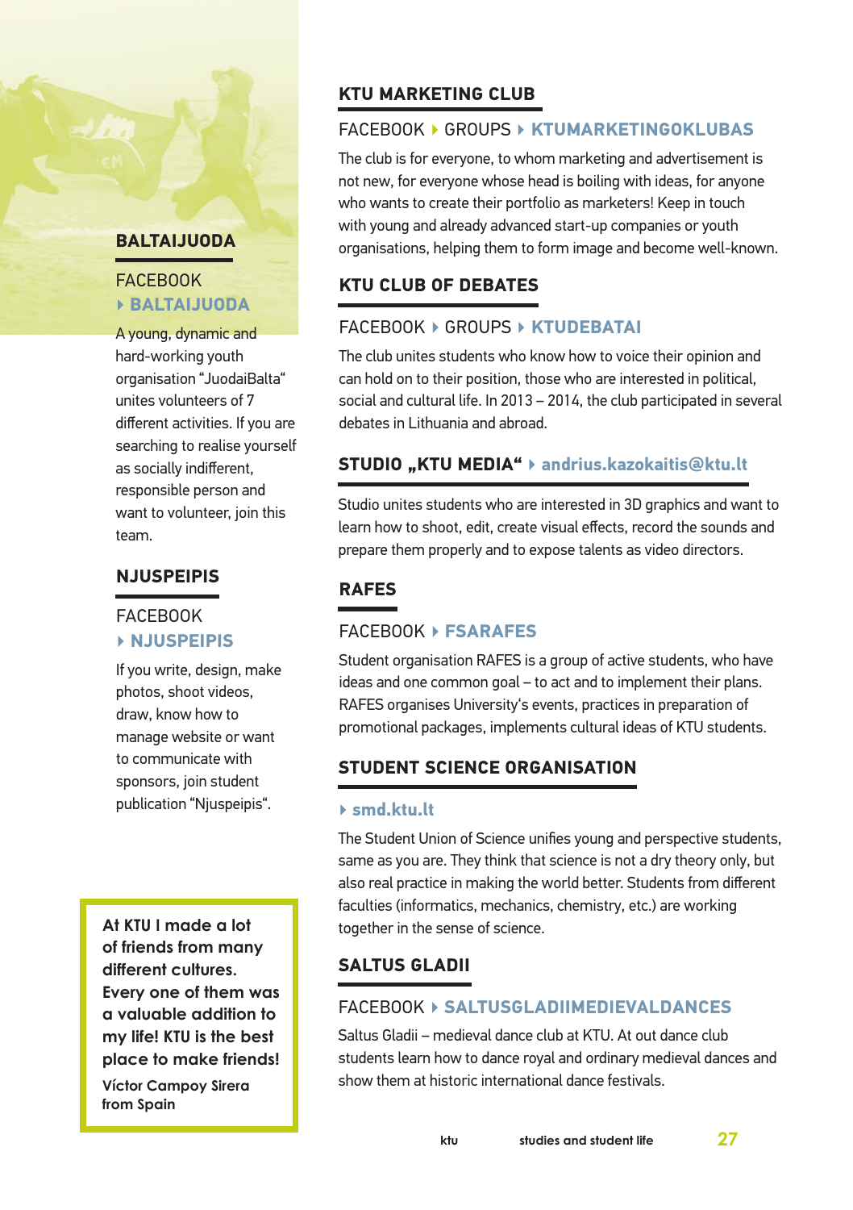## BALTAIJUODA

FACEBOOK
▸ **BALTAIJUODA**

A young, dynamic and hard-working youth organisation "JuodaiBalta" unites volunteers of 7 different activities. If you are searching to realise yourself as socially indifferent, responsible person and want to volunteer, join this team.

## NJUSPEIPIS

FACEBOOK
▸ **NJUSPEIPIS**

If you write, design, make photos, shoot videos, draw, know how to manage website or want to communicate with sponsors, join student publication "Njuspeipis".

> **At KTU I made a lot of friends from many different cultures. Every one of them was a valuable addition to my life! KTU is the best place to make friends!**
>
> **Víctor Campoy Sirera from Spain**

## KTU MARKETING CLUB

FACEBOOK ▸ GROUPS ▸ **KTUMARKETINGOKLUBAS**

The club is for everyone, to whom marketing and advertisement is not new, for everyone whose head is boiling with ideas, for anyone who wants to create their portfolio as marketers! Keep in touch with young and already advanced start-up companies or youth organisations, helping them to form image and become well-known.

## KTU CLUB OF DEBATES

FACEBOOK ▸ GROUPS ▸ **KTUDEBATAI**

The club unites students who know how to voice their opinion and can hold on to their position, those who are interested in political, social and cultural life. In 2013 – 2014, the club participated in several debates in Lithuania and abroad.

## STUDIO „KTU MEDIA" ▸ andrius.kazokaitis@ktu.lt

Studio unites students who are interested in 3D graphics and want to learn how to shoot, edit, create visual effects, record the sounds and prepare them properly and to expose talents as video directors.

## RAFES

FACEBOOK ▸ **FSARAFES**

Student organisation RAFES is a group of active students, who have ideas and one common goal – to act and to implement their plans. RAFES organises University's events, practices in preparation of promotional packages, implements cultural ideas of KTU students.

## STUDENT SCIENCE ORGANISATION

▸ **smd.ktu.lt**

The Student Union of Science unifies young and perspective students, same as you are. They think that science is not a dry theory only, but also real practice in making the world better. Students from different faculties (informatics, mechanics, chemistry, etc.) are working together in the sense of science.

## SALTUS GLADII

FACEBOOK ▸ **SALTUSGLADIIMEDIEVALDANCES**

Saltus Gladii – medieval dance club at KTU. At out dance club students learn how to dance royal and ordinary medieval dances and show them at historic international dance festivals.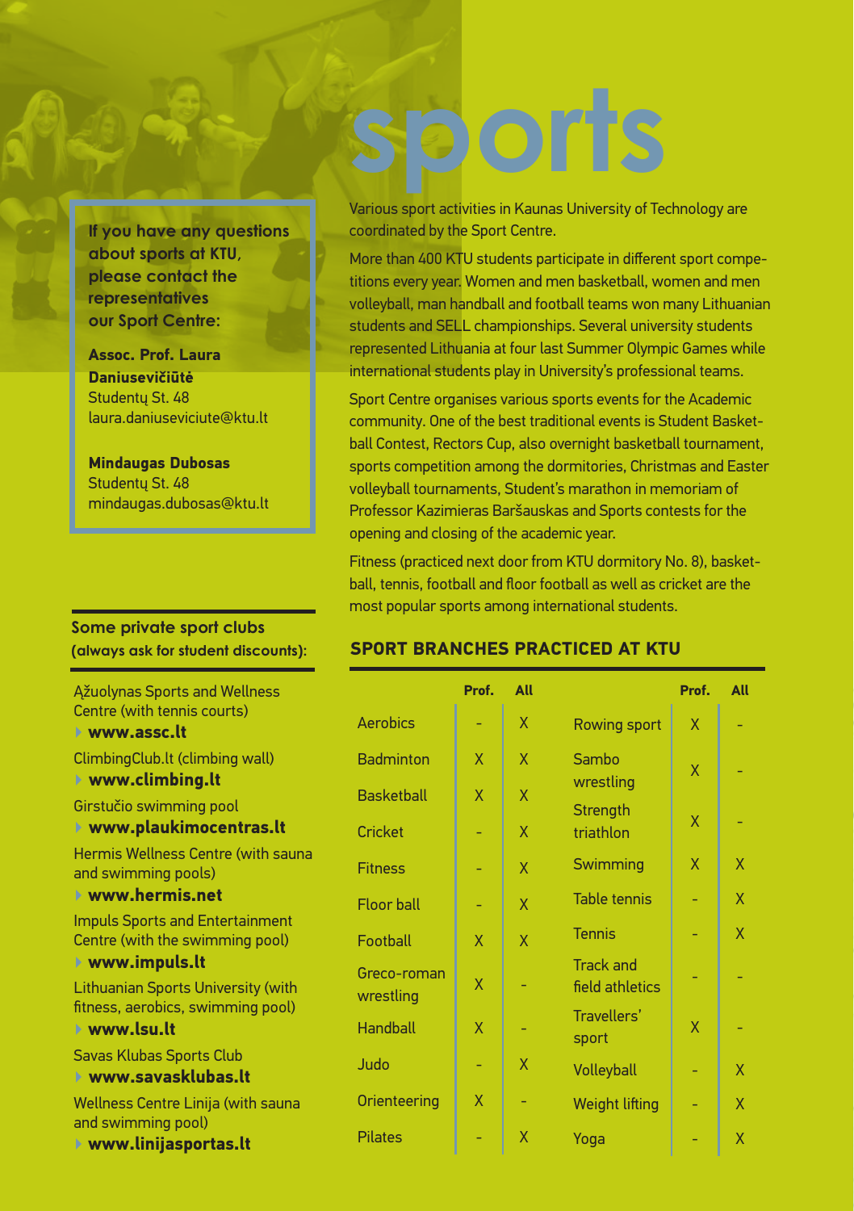# sports

Various sport activities in Kaunas University of Technology are coordinated by the Sport Centre.

More than 400 KTU students participate in different sport competitions every year. Women and men basketball, women and men volleyball, man handball and football teams won many Lithuanian students and SELL championships. Several university students represented Lithuania at four last Summer Olympic Games while international students play in University's professional teams.

Sport Centre organises various sports events for the Academic community. One of the best traditional events is Student Basketball Contest, Rectors Cup, also overnight basketball tournament, sports competition among the dormitories, Christmas and Easter volleyball tournaments, Student's marathon in memoriam of Professor Kazimieras Baršauskas and Sports contests for the opening and closing of the academic year.

Fitness (practiced next door from KTU dormitory No. 8), basketball, tennis, football and floor football as well as cricket are the most popular sports among international students.

**If you have any questions about sports at KTU, please contact the representatives our Sport Centre:**

**Assoc. Prof. Laura Daniusevičiūtė**
Studentų St. 48
laura.daniuseviciute@ktu.lt

**Mindaugas Dubosas**
Studentų St. 48
mindaugas.dubosas@ktu.lt

## SPORT BRANCHES PRACTICED AT KTU

| | Prof. | All |
|---|---|---|
| Aerobics | - | X |
| Badminton | X | X |
| Basketball | X | X |
| Cricket | - | X |
| Fitness | - | X |
| Floor ball | - | X |
| Football | X | X |
| Greco-roman wrestling | X | - |
| Handball | X | - |
| Judo | - | X |
| Orienteering | X | - |
| Pilates | - | X |
| Rowing sport | X | - |
| Sambo wrestling | X | - |
| Strength triathlon | X | - |
| Swimming | X | X |
| Table tennis | - | X |
| Tennis | - | X |
| Track and field athletics | - | - |
| Travellers' sport | X | - |
| Volleyball | - | X |
| Weight lifting | - | X |
| Yoga | - | X |

**Some private sport clubs (always ask for student discounts):**

Ąžuolynas Sports and Wellness Centre (with tennis courts)
**www.assc.lt**

ClimbingClub.lt (climbing wall)
**www.climbing.lt**

Girstučio swimming pool
**www.plaukimocentras.lt**

Hermis Wellness Centre (with sauna and swimming pools)
**www.hermis.net**

Impuls Sports and Entertainment Centre (with the swimming pool)
**www.impuls.lt**

Lithuanian Sports University (with fitness, aerobics, swimming pool)
**www.lsu.lt**

Savas Klubas Sports Club
**www.savasklubas.lt**

Wellness Centre Linija (with sauna and swimming pool)
**www.linijasportas.lt**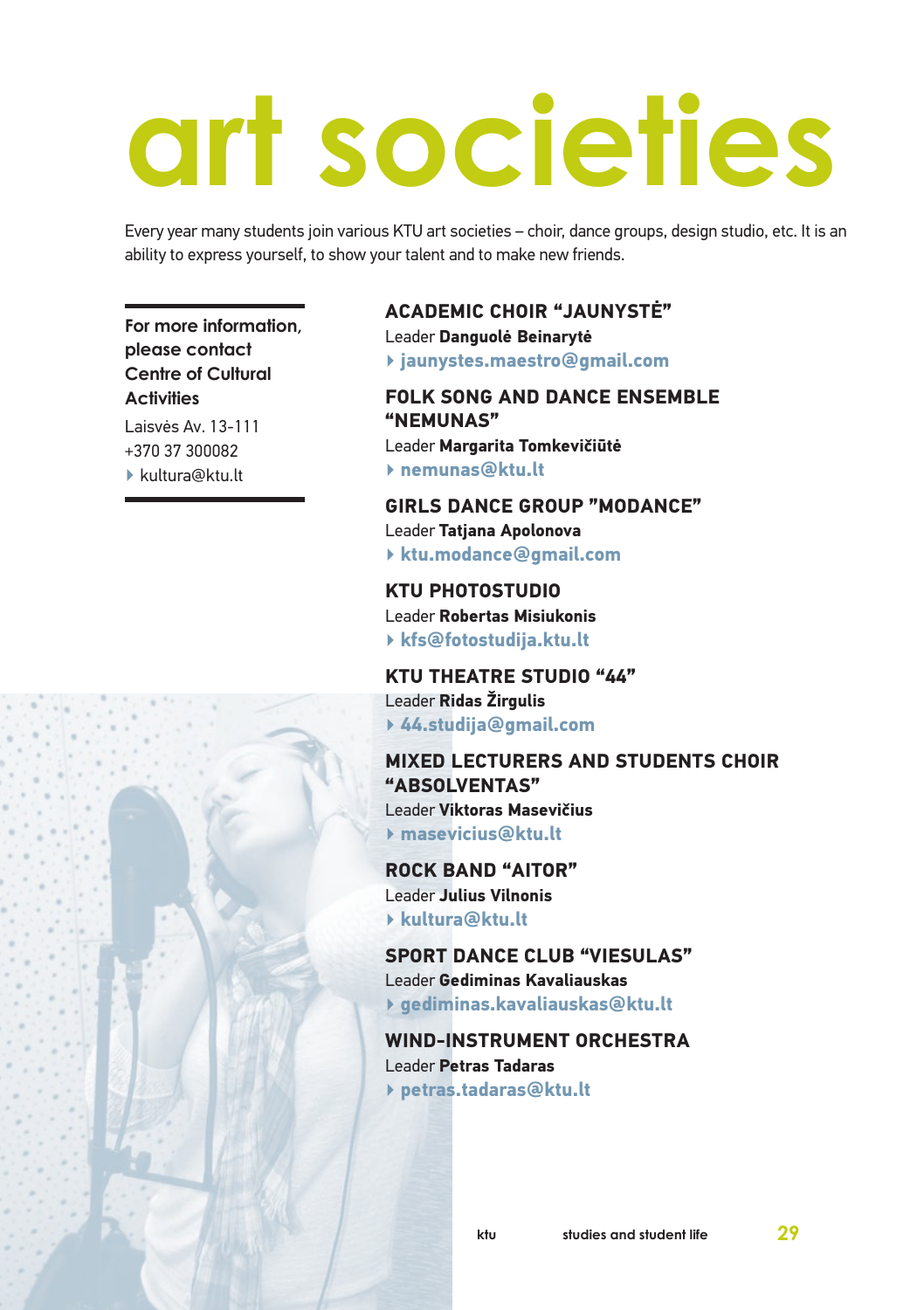# art societies

Every year many students join various KTU art societies – choir, dance groups, design studio, etc. It is an ability to express yourself, to show your talent and to make new friends.

**For more information, please contact Centre of Cultural Activities**

Laisvės Av. 13-111
+370 37 300082
kultura@ktu.lt

### ACADEMIC CHOIR "JAUNYSTĖ"

Leader **Danguolė Beinarytė**

jaunystes.maestro@gmail.com

### FOLK SONG AND DANCE ENSEMBLE "NEMUNAS"

Leader **Margarita Tomkevičiūtė**

nemunas@ktu.lt

### GIRLS DANCE GROUP "MODANCE"

Leader **Tatjana Apolonova**

ktu.modance@gmail.com

### KTU PHOTOSTUDIO

Leader **Robertas Misiukonis**

kfs@fotostudija.ktu.lt

### KTU THEATRE STUDIO "44"

Leader **Ridas Žirgulis**

44.studija@gmail.com

### MIXED LECTURERS AND STUDENTS CHOIR "ABSOLVENTAS"

Leader **Viktoras Masevičius**

masevicius@ktu.lt

### ROCK BAND "AITOR"

Leader **Julius Vilnonis**

kultura@ktu.lt

### SPORT DANCE CLUB "VIESULAS"

Leader **Gediminas Kavaliauskas**

gediminas.kavaliauskas@ktu.lt

### WIND-INSTRUMENT ORCHESTRA

Leader **Petras Tadaras**

petras.tadaras@ktu.lt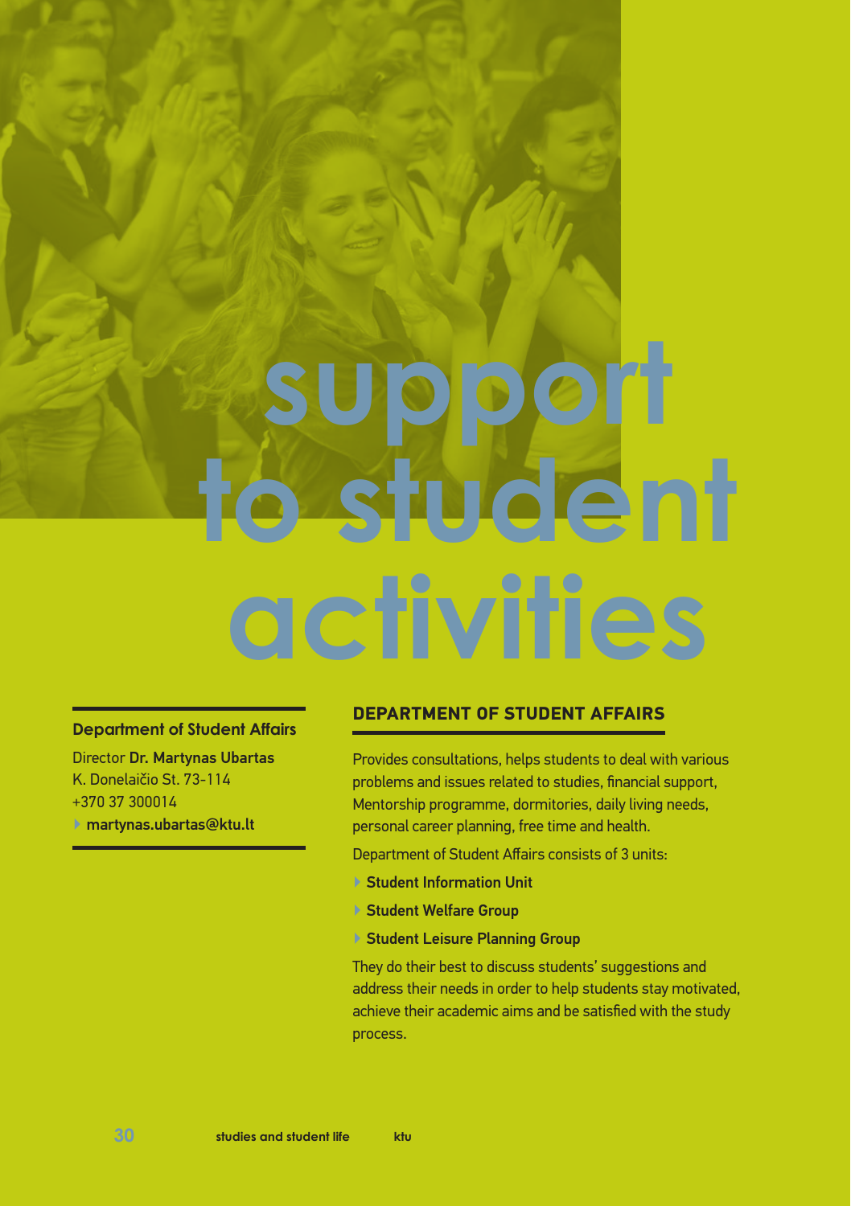# support to student activities

**Department of Student Affairs**

Director **Dr. Martynas Ubartas**
K. Donelaičio St. 73-114
+370 37 300014
**martynas.ubartas@ktu.lt**

## DEPARTMENT OF STUDENT AFFAIRS

Provides consultations, helps students to deal with various problems and issues related to studies, financial support, Mentorship programme, dormitories, daily living needs, personal career planning, free time and health.

Department of Student Affairs consists of 3 units:

- **Student Information Unit**
- **Student Welfare Group**
- **Student Leisure Planning Group**

They do their best to discuss students' suggestions and address their needs in order to help students stay motivated, achieve their academic aims and be satisfied with the study process.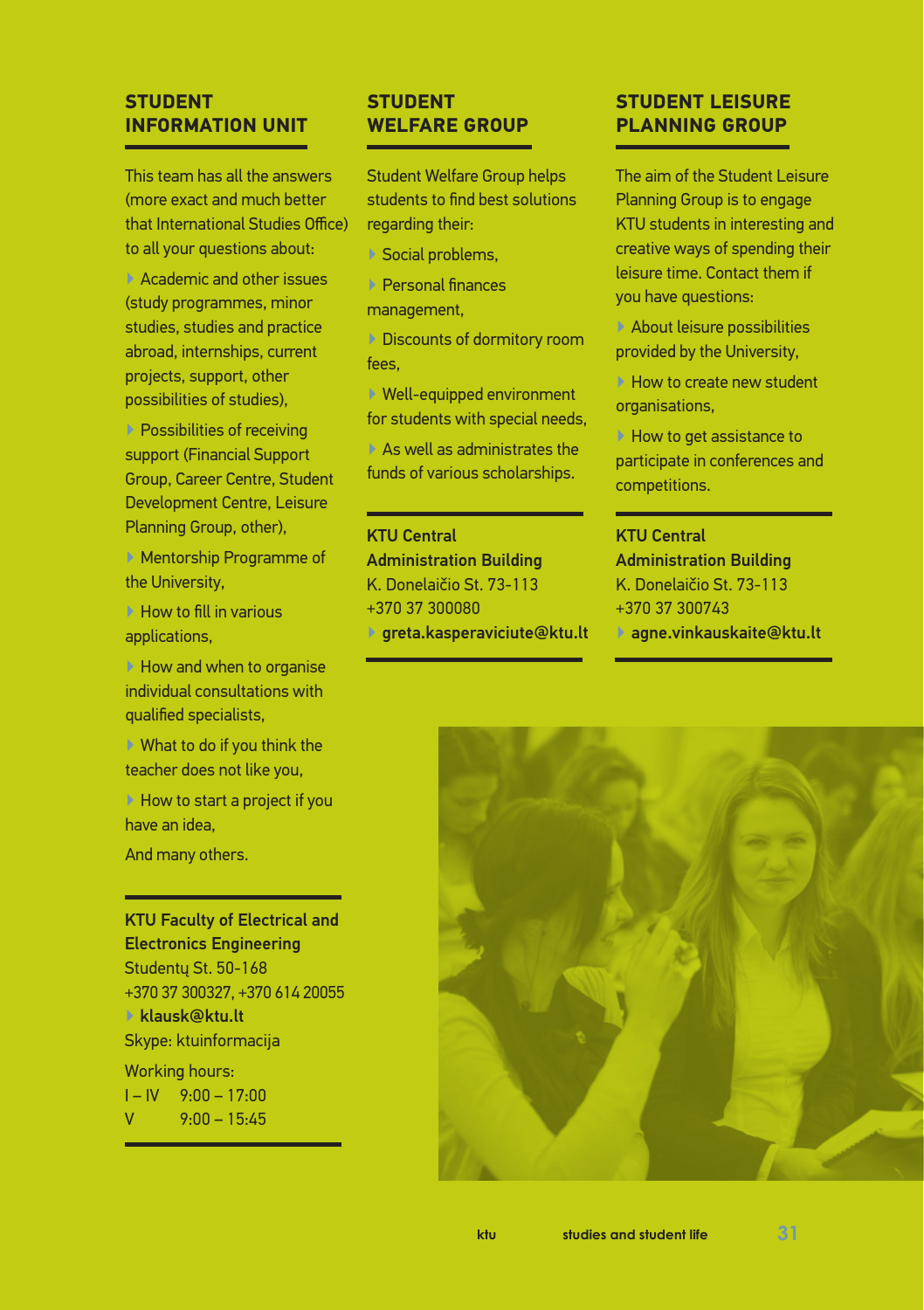## STUDENT INFORMATION UNIT

This team has all the answers (more exact and much better that International Studies Office) to all your questions about:

- Academic and other issues (study programmes, minor studies, studies and practice abroad, internships, current projects, support, other possibilities of studies),
- Possibilities of receiving support (Financial Support Group, Career Centre, Student Development Centre, Leisure Planning Group, other),
- Mentorship Programme of the University,
- How to fill in various applications,
- How and when to organise individual consultations with qualified specialists,
- What to do if you think the teacher does not like you,
- How to start a project if you have an idea,

And many others.

**KTU Faculty of Electrical and Electronics Engineering**
Studentų St. 50-168
+370 37 300327, +370 614 20055
- **klausk@ktu.lt**

Skype: ktuinformacija

Working hours:
I – IV 9:00 – 17:00
V 9:00 – 15:45

## STUDENT WELFARE GROUP

Student Welfare Group helps students to find best solutions regarding their:

- Social problems,
- Personal finances management,
- Discounts of dormitory room fees,
- Well-equipped environment for students with special needs,
- As well as administrates the funds of various scholarships.

**KTU Central Administration Building**
K. Donelaičio St. 73-113
+370 37 300080
- **greta.kasperaviciute@ktu.lt**

## STUDENT LEISURE PLANNING GROUP

The aim of the Student Leisure Planning Group is to engage KTU students in interesting and creative ways of spending their leisure time. Contact them if you have questions:

- About leisure possibilities provided by the University,
- How to create new student organisations,
- How to get assistance to participate in conferences and competitions.

**KTU Central Administration Building**
K. Donelaičio St. 73-113
+370 37 300743
- **agne.vinkauskaite@ktu.lt**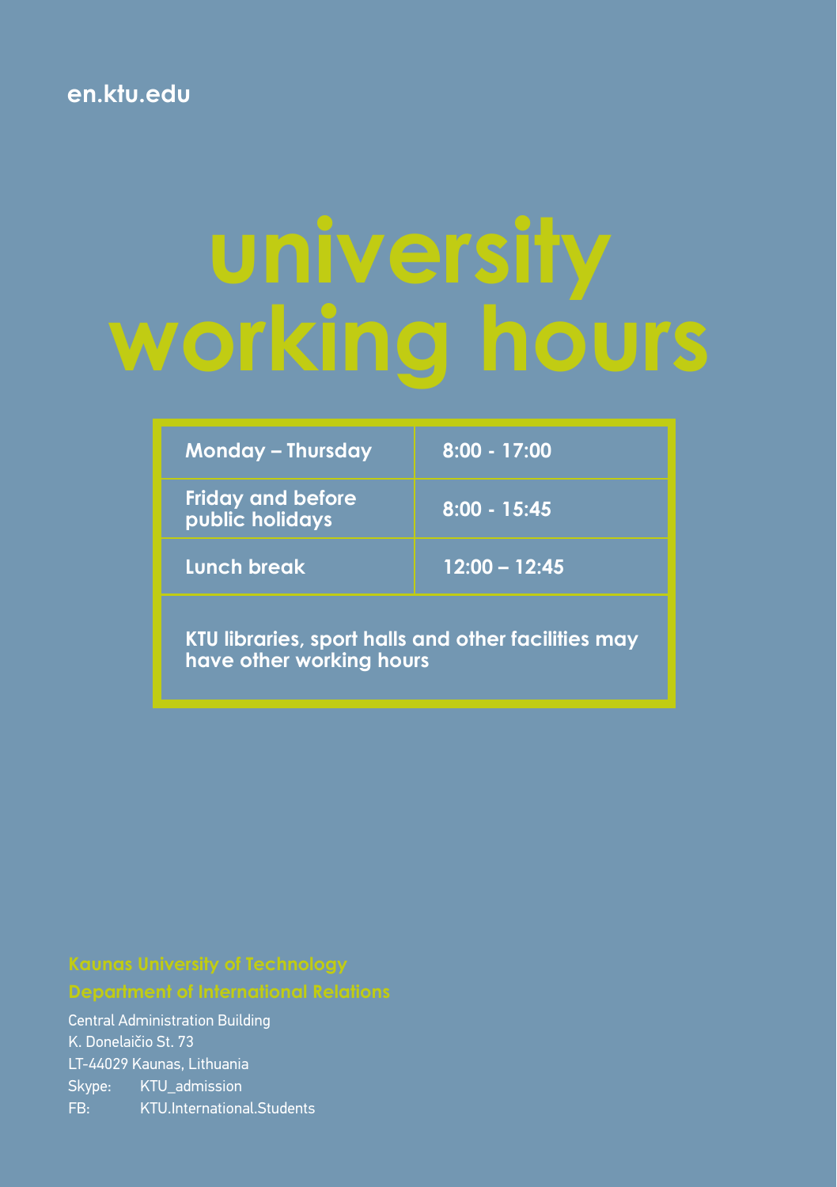en.ktu.edu

# university working hours

| | |
|---|---|
| Monday – Thursday | 8:00 - 17:00 |
| Friday and before public holidays | 8:00 - 15:45 |
| Lunch break | 12:00 – 12:45 |

**KTU libraries, sport halls and other facilities may have other working hours**

**Kaunas University of Technology**
**Department of International Relations**

Central Administration Building
K. Donelaičio St. 73
LT-44029 Kaunas, Lithuania
Skype: KTU_admission
FB: KTU.International.Students